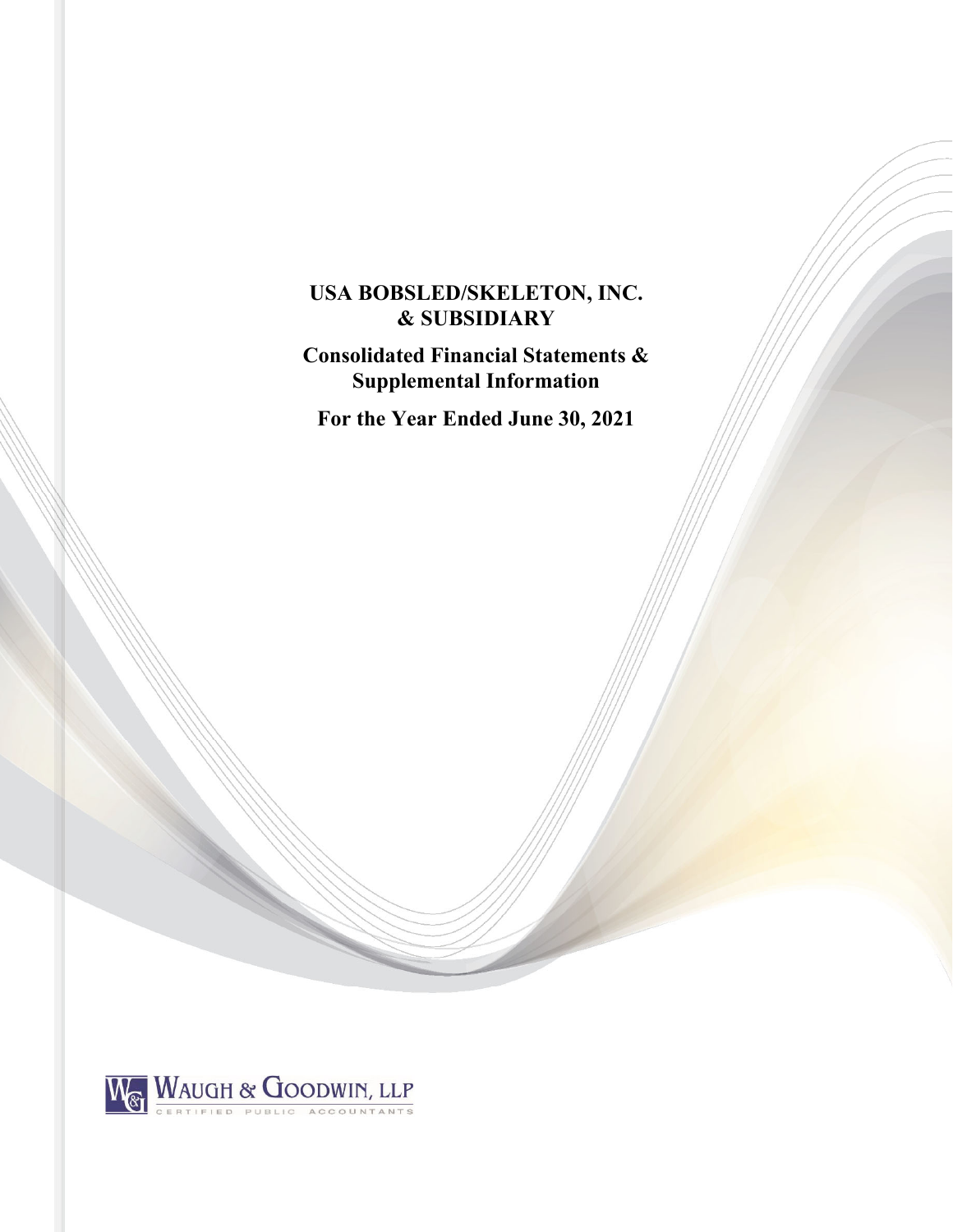# USA BOBSLED/SKELETON, INC. & SUBSIDIARY

## Consolidated Financial Statements & Supplemental Information

## For the Year Ended June 30, 2021

WAUGH & GOODWIN, LLP
CERTIFIED PUBLIC ACCOUNTANTS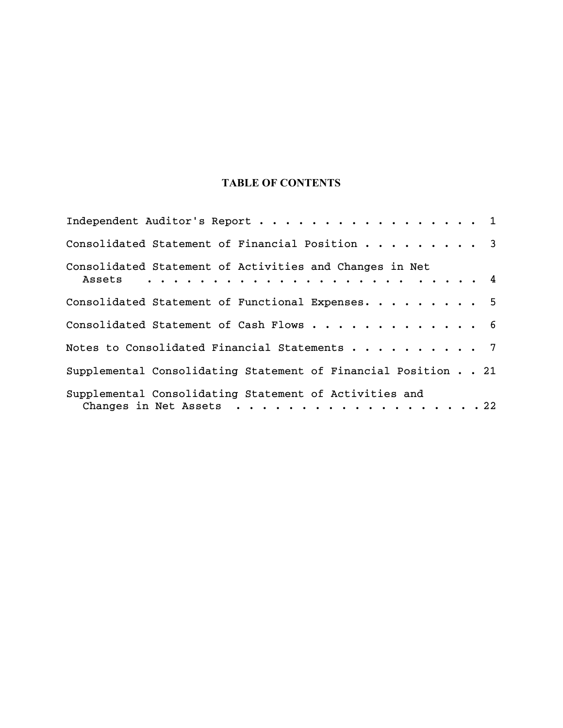# TABLE OF CONTENTS

| | |
|---|---|
| Independent Auditor's Report | 1 |
| Consolidated Statement of Financial Position | 3 |
| Consolidated Statement of Activities and Changes in Net Assets | 4 |
| Consolidated Statement of Functional Expenses | 5 |
| Consolidated Statement of Cash Flows | 6 |
| Notes to Consolidated Financial Statements | 7 |
| Supplemental Consolidating Statement of Financial Position | 21 |
| Supplemental Consolidating Statement of Activities and Changes in Net Assets | 22 |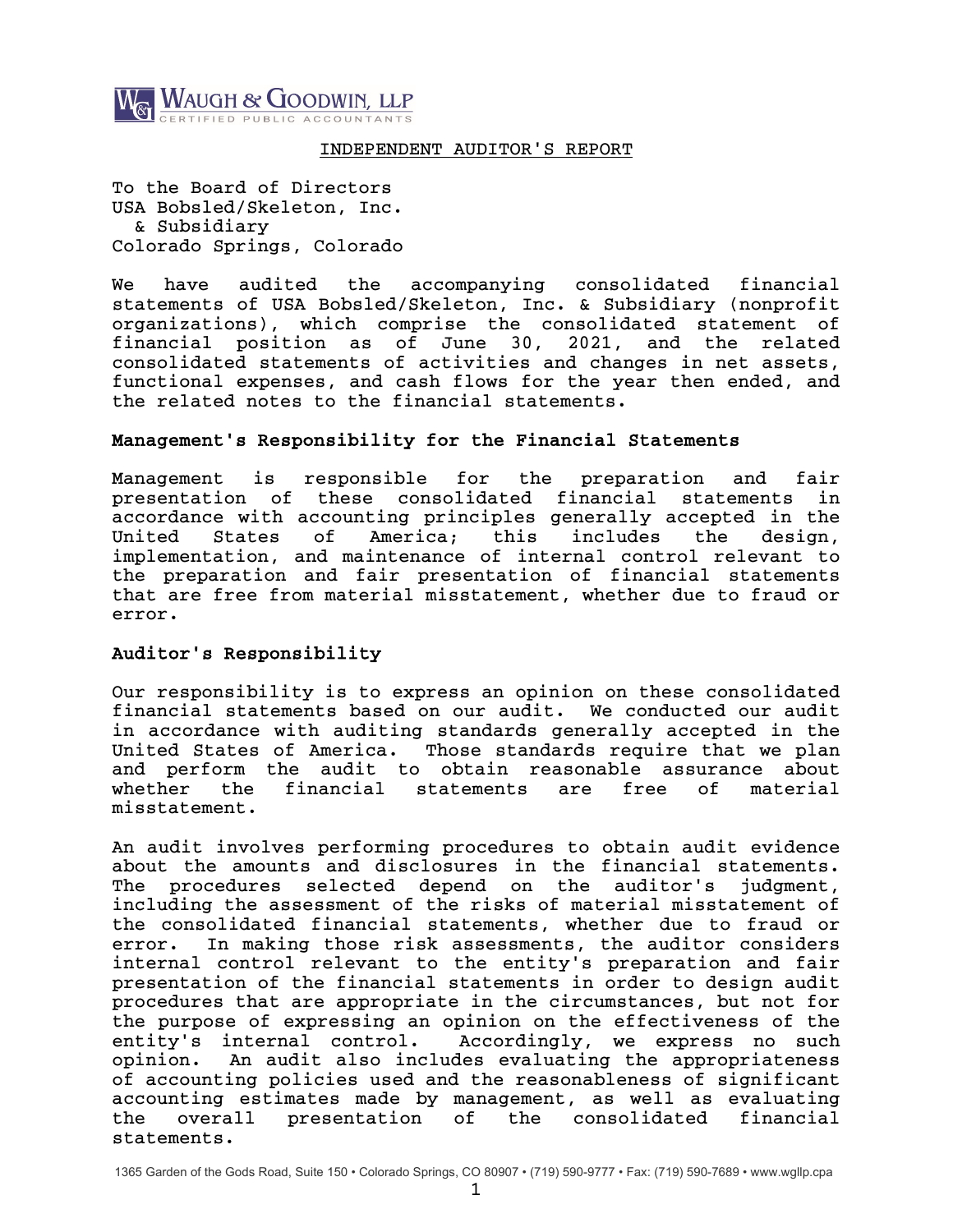WAUGH & GOODWIN, LLP
CERTIFIED PUBLIC ACCOUNTANTS

## INDEPENDENT AUDITOR'S REPORT

To the Board of Directors
USA Bobsled/Skeleton, Inc.
& Subsidiary
Colorado Springs, Colorado

We have audited the accompanying consolidated financial statements of USA Bobsled/Skeleton, Inc. & Subsidiary (nonprofit organizations), which comprise the consolidated statement of financial position as of June 30, 2021, and the related consolidated statements of activities and changes in net assets, functional expenses, and cash flows for the year then ended, and the related notes to the financial statements.

### Management's Responsibility for the Financial Statements

Management is responsible for the preparation and fair presentation of these consolidated financial statements in accordance with accounting principles generally accepted in the United States of America; this includes the design, implementation, and maintenance of internal control relevant to the preparation and fair presentation of financial statements that are free from material misstatement, whether due to fraud or error.

### Auditor's Responsibility

Our responsibility is to express an opinion on these consolidated financial statements based on our audit. We conducted our audit in accordance with auditing standards generally accepted in the United States of America. Those standards require that we plan and perform the audit to obtain reasonable assurance about whether the financial statements are free of material misstatement.

An audit involves performing procedures to obtain audit evidence about the amounts and disclosures in the financial statements. The procedures selected depend on the auditor's judgment, including the assessment of the risks of material misstatement of the consolidated financial statements, whether due to fraud or error. In making those risk assessments, the auditor considers internal control relevant to the entity's preparation and fair presentation of the financial statements in order to design audit procedures that are appropriate in the circumstances, but not for the purpose of expressing an opinion on the effectiveness of the entity's internal control. Accordingly, we express no such opinion. An audit also includes evaluating the appropriateness of accounting policies used and the reasonableness of significant accounting estimates made by management, as well as evaluating the overall presentation of the consolidated financial statements.

1365 Garden of the Gods Road, Suite 150 • Colorado Springs, CO 80907 • (719) 590-9777 • Fax: (719) 590-7689 • www.wgllp.cpa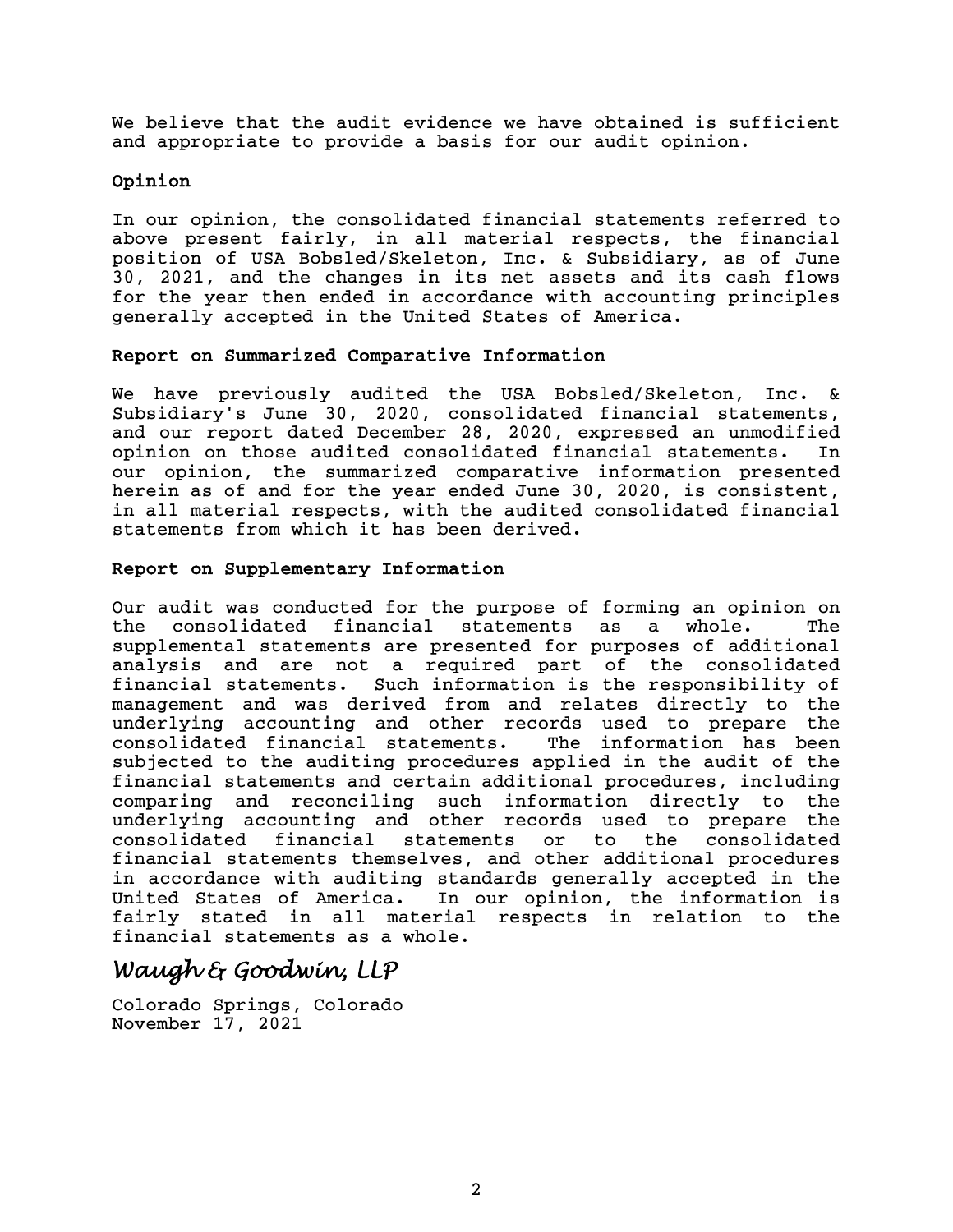We believe that the audit evidence we have obtained is sufficient and appropriate to provide a basis for our audit opinion.

**Opinion**

In our opinion, the consolidated financial statements referred to above present fairly, in all material respects, the financial position of USA Bobsled/Skeleton, Inc. & Subsidiary, as of June 30, 2021, and the changes in its net assets and its cash flows for the year then ended in accordance with accounting principles generally accepted in the United States of America.

**Report on Summarized Comparative Information**

We have previously audited the USA Bobsled/Skeleton, Inc. & Subsidiary's June 30, 2020, consolidated financial statements, and our report dated December 28, 2020, expressed an unmodified opinion on those audited consolidated financial statements. In our opinion, the summarized comparative information presented herein as of and for the year ended June 30, 2020, is consistent, in all material respects, with the audited consolidated financial statements from which it has been derived.

**Report on Supplementary Information**

Our audit was conducted for the purpose of forming an opinion on the consolidated financial statements as a whole. The supplemental statements are presented for purposes of additional analysis and are not a required part of the consolidated financial statements. Such information is the responsibility of management and was derived from and relates directly to the underlying accounting and other records used to prepare the consolidated financial statements. The information has been subjected to the auditing procedures applied in the audit of the financial statements and certain additional procedures, including comparing and reconciling such information directly to the underlying accounting and other records used to prepare the consolidated financial statements or to the consolidated financial statements themselves, and other additional procedures in accordance with auditing standards generally accepted in the United States of America. In our opinion, the information is fairly stated in all material respects in relation to the financial statements as a whole.

*Waugh & Goodwin, LLP*

Colorado Springs, Colorado
November 17, 2021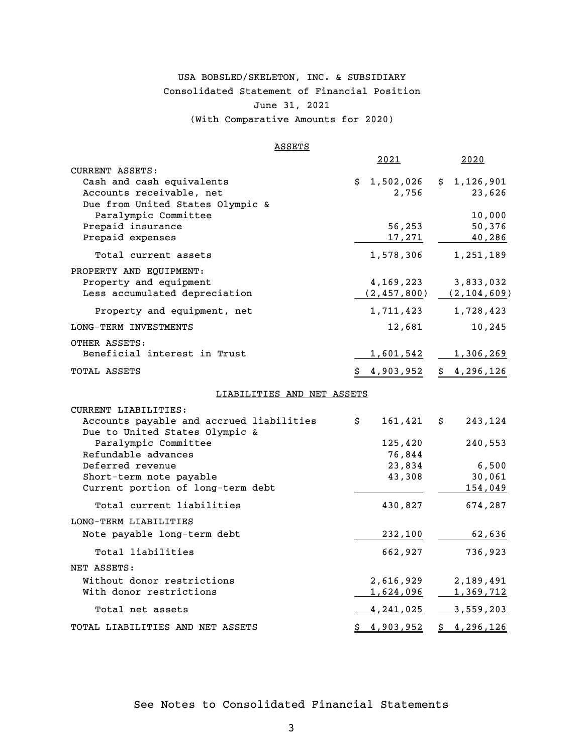# USA BOBSLED/SKELETON, INC. & SUBSIDIARY

## Consolidated Statement of Financial Position

June 31, 2021

(With Comparative Amounts for 2020)

### ASSETS

| | 2021 | 2020 |
|---|---|---|
| CURRENT ASSETS: | | |
| Cash and cash equivalents | $ 1,502,026 | $ 1,126,901 |
| Accounts receivable, net | 2,756 | 23,626 |
| Due from United States Olympic & Paralympic Committee | | 10,000 |
| Prepaid insurance | 56,253 | 50,376 |
| Prepaid expenses | 17,271 | 40,286 |
| Total current assets | 1,578,306 | 1,251,189 |
| PROPERTY AND EQUIPMENT: | | |
| Property and equipment | 4,169,223 | 3,833,032 |
| Less accumulated depreciation | (2,457,800) | (2,104,609) |
| Property and equipment, net | 1,711,423 | 1,728,423 |
| LONG-TERM INVESTMENTS | 12,681 | 10,245 |
| OTHER ASSETS: | | |
| Beneficial interest in Trust | 1,601,542 | 1,306,269 |
| TOTAL ASSETS | $ 4,903,952 | $ 4,296,126 |

### LIABILITIES AND NET ASSETS

| | 2021 | 2020 |
|---|---|---|
| CURRENT LIABILITIES: | | |
| Accounts payable and accrued liabilities | $ 161,421 | $ 243,124 |
| Due to United States Olympic & Paralympic Committee | 125,420 | 240,553 |
| Refundable advances | 76,844 | |
| Deferred revenue | 23,834 | 6,500 |
| Short-term note payable | 43,308 | 30,061 |
| Current portion of long-term debt | | 154,049 |
| Total current liabilities | 430,827 | 674,287 |
| LONG-TERM LIABILITIES | | |
| Note payable long-term debt | 232,100 | 62,636 |
| Total liabilities | 662,927 | 736,923 |
| NET ASSETS: | | |
| Without donor restrictions | 2,616,929 | 2,189,491 |
| With donor restrictions | 1,624,096 | 1,369,712 |
| Total net assets | 4,241,025 | 3,559,203 |
| TOTAL LIABILITIES AND NET ASSETS | $ 4,903,952 | $ 4,296,126 |

See Notes to Consolidated Financial Statements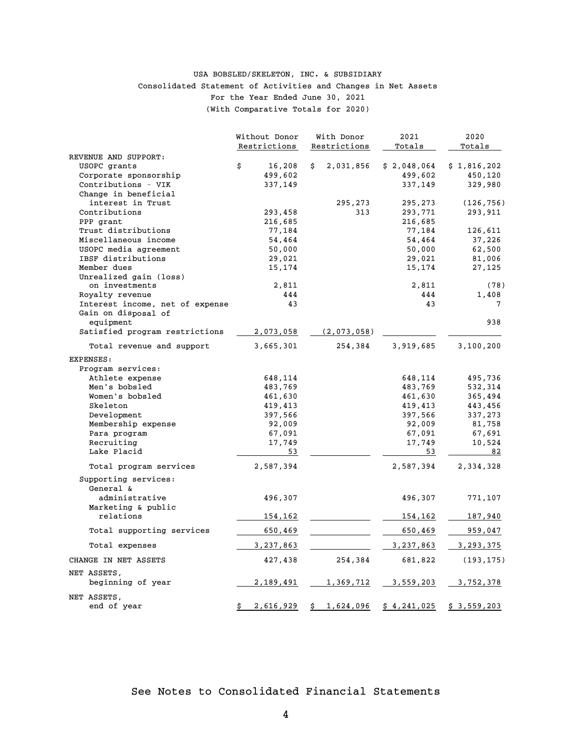# USA BOBSLED/SKELETON, INC. & SUBSIDIARY

## Consolidated Statement of Activities and Changes in Net Assets

For the Year Ended June 30, 2021

(With Comparative Totals for 2020)

| | Without Donor Restrictions | With Donor Restrictions | 2021 Totals | 2020 Totals |
|---|---|---|---|---|
| REVENUE AND SUPPORT: | | | | |
| USOPC grants | $ 16,208 | $ 2,031,856 | $ 2,048,064 | $ 1,816,202 |
| Corporate sponsorship | 499,602 | | 499,602 | 450,120 |
| Contributions - VIK | 337,149 | | 337,149 | 329,980 |
| Change in beneficial interest in Trust | | 295,273 | 295,273 | (126,756) |
| Contributions | 293,458 | 313 | 293,771 | 293,911 |
| PPP grant | 216,685 | | 216,685 | |
| Trust distributions | 77,184 | | 77,184 | 126,611 |
| Miscellaneous income | 54,464 | | 54,464 | 37,226 |
| USOPC media agreement | 50,000 | | 50,000 | 62,500 |
| IBSF distributions | 29,021 | | 29,021 | 81,006 |
| Member dues | 15,174 | | 15,174 | 27,125 |
| Unrealized gain (loss) on investments | 2,811 | | 2,811 | (78) |
| Royalty revenue | 444 | | 444 | 1,408 |
| Interest income, net of expense | 43 | | 43 | 7 |
| Gain on disposal of equipment | | | | 938 |
| Satisfied program restrictions | 2,073,058 | (2,073,058) | | |
| Total revenue and support | 3,665,301 | 254,384 | 3,919,685 | 3,100,200 |
| EXPENSES: | | | | |
| Program services: | | | | |
| Athlete expense | 648,114 | | 648,114 | 495,736 |
| Men's bobsled | 483,769 | | 483,769 | 532,314 |
| Women's bobsled | 461,630 | | 461,630 | 365,494 |
| Skeleton | 419,413 | | 419,413 | 443,456 |
| Development | 397,566 | | 397,566 | 337,273 |
| Membership expense | 92,009 | | 92,009 | 81,758 |
| Para program | 67,091 | | 67,091 | 67,691 |
| Recruiting | 17,749 | | 17,749 | 10,524 |
| Lake Placid | 53 | | 53 | 82 |
| Total program services | 2,587,394 | | 2,587,394 | 2,334,328 |
| Supporting services: | | | | |
| General & administrative | 496,307 | | 496,307 | 771,107 |
| Marketing & public relations | 154,162 | | 154,162 | 187,940 |
| Total supporting services | 650,469 | | 650,469 | 959,047 |
| Total expenses | 3,237,863 | | 3,237,863 | 3,293,375 |
| CHANGE IN NET ASSETS | 427,438 | 254,384 | 681,822 | (193,175) |
| NET ASSETS, beginning of year | 2,189,491 | 1,369,712 | 3,559,203 | 3,752,378 |
| NET ASSETS, end of year | $ 2,616,929 | $ 1,624,096 | $ 4,241,025 | $ 3,559,203 |

See Notes to Consolidated Financial Statements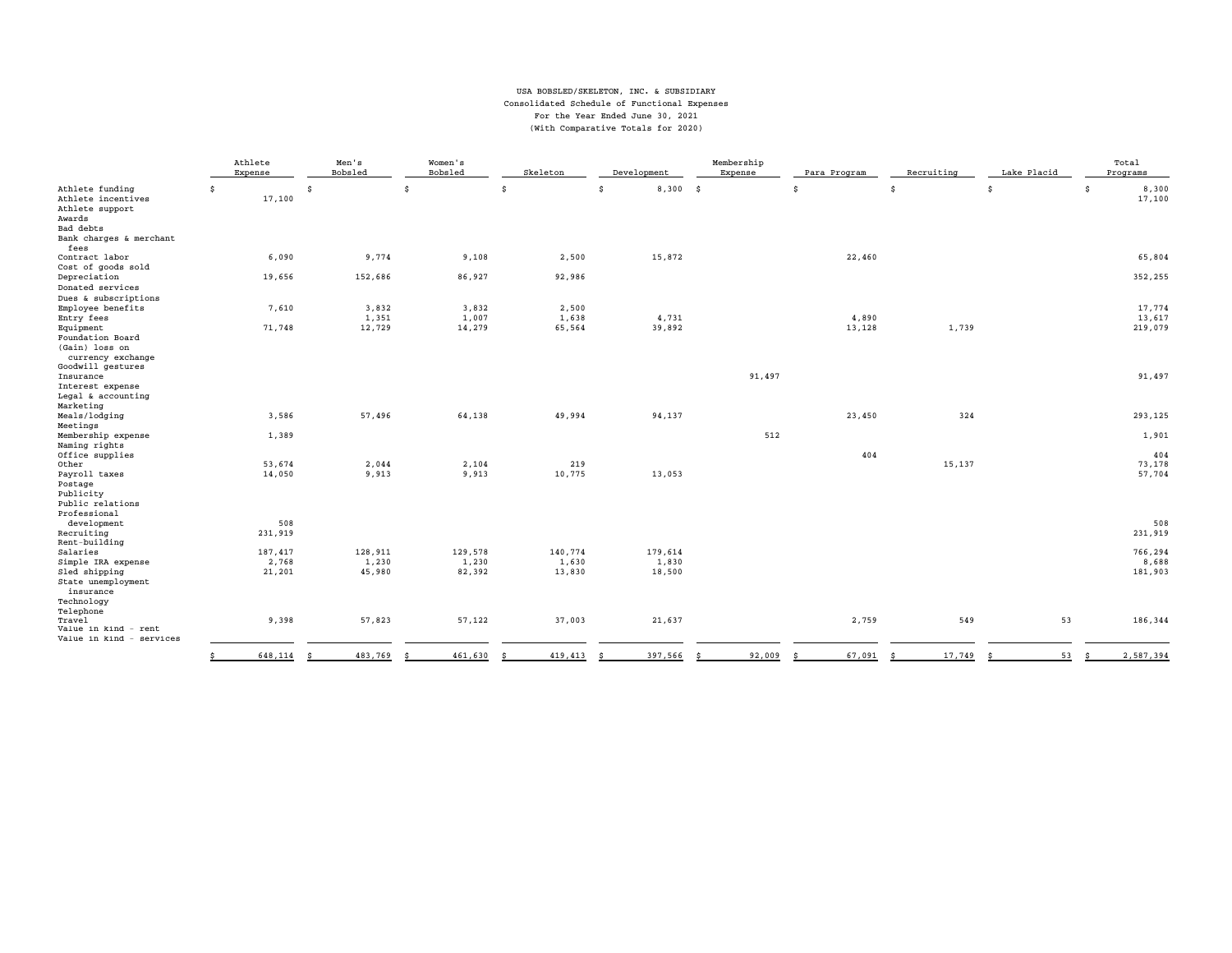# USA BOBSLED/SKELETON, INC. & SUBSIDIARY

Consolidated Schedule of Functional Expenses

For the Year Ended June 30, 2021

(With Comparative Totals for 2020)

| | Athlete Expense | Men's Bobsled | Women's Bobsled | Skeleton | Development | Membership Expense | Para Program | Recruiting | Lake Placid | Total Programs |
|---|---|---|---|---|---|---|---|---|---|---|
| Athlete funding | $ | $ | $ | $ | $ 8,300 | $ | $ | $ | $ | $ 8,300 |
| Athlete incentives | 17,100 | | | | | | | | | 17,100 |
| Athlete support | | | | | | | | | | |
| Awards | | | | | | | | | | |
| Bad debts | | | | | | | | | | |
| Bank charges & merchant fees | | | | | | | | | | |
| Contract labor | 6,090 | 9,774 | 9,108 | 2,500 | 15,872 | | 22,460 | | | 65,804 |
| Cost of goods sold | | | | | | | | | | |
| Depreciation | 19,656 | 152,686 | 86,927 | 92,986 | | | | | | 352,255 |
| Donated services | | | | | | | | | | |
| Dues & subscriptions | | | | | | | | | | |
| Employee benefits | 7,610 | 3,832 | 3,832 | 2,500 | | | | | | 17,774 |
| Entry fees | | 1,351 | 1,007 | 1,638 | 4,731 | | 4,890 | | | 13,617 |
| Equipment | 71,748 | 12,729 | 14,279 | 65,564 | 39,892 | | 13,128 | 1,739 | | 219,079 |
| Foundation Board | | | | | | | | | | |
| (Gain) loss on currency exchange | | | | | | | | | | |
| Goodwill gestures | | | | | | | | | | |
| Insurance | | | | | | 91,497 | | | | 91,497 |
| Interest expense | | | | | | | | | | |
| Legal & accounting | | | | | | | | | | |
| Marketing | | | | | | | | | | |
| Meals/lodging | 3,586 | 57,496 | 64,138 | 49,994 | 94,137 | | 23,450 | 324 | | 293,125 |
| Meetings | | | | | | | | | | |
| Membership expense | 1,389 | | | | | 512 | | | | 1,901 |
| Naming rights | | | | | | | | | | |
| Office supplies | | | | | | | 404 | | | 404 |
| Other | 53,674 | 2,044 | 2,104 | 219 | | | | 15,137 | | 73,178 |
| Payroll taxes | 14,050 | 9,913 | 9,913 | 10,775 | 13,053 | | | | | 57,704 |
| Postage | | | | | | | | | | |
| Publicity | | | | | | | | | | |
| Public relations | | | | | | | | | | |
| Professional development | 508 | | | | | | | | | 508 |
| Recruiting | 231,919 | | | | | | | | | 231,919 |
| Rent-building | | | | | | | | | | |
| Salaries | 187,417 | 128,911 | 129,578 | 140,774 | 179,614 | | | | | 766,294 |
| Simple IRA expense | 2,768 | 1,230 | 1,230 | 1,630 | 1,830 | | | | | 8,688 |
| Sled shipping | 21,201 | 45,980 | 82,392 | 13,830 | 18,500 | | | | | 181,903 |
| State unemployment insurance | | | | | | | | | | |
| Technology | | | | | | | | | | |
| Telephone | | | | | | | | | | |
| Travel | 9,398 | 57,823 | 57,122 | 37,003 | 21,637 | | 2,759 | 549 | 53 | 186,344 |
| Value in kind - rent | | | | | | | | | | |
| Value in kind - services | | | | | | | | | | |
| | $ 648,114 | $ 483,769 | $ 461,630 | $ 419,413 | $ 397,566 | $ 92,009 | $ 67,091 | $ 17,749 | $ 53 | $ 2,587,394 |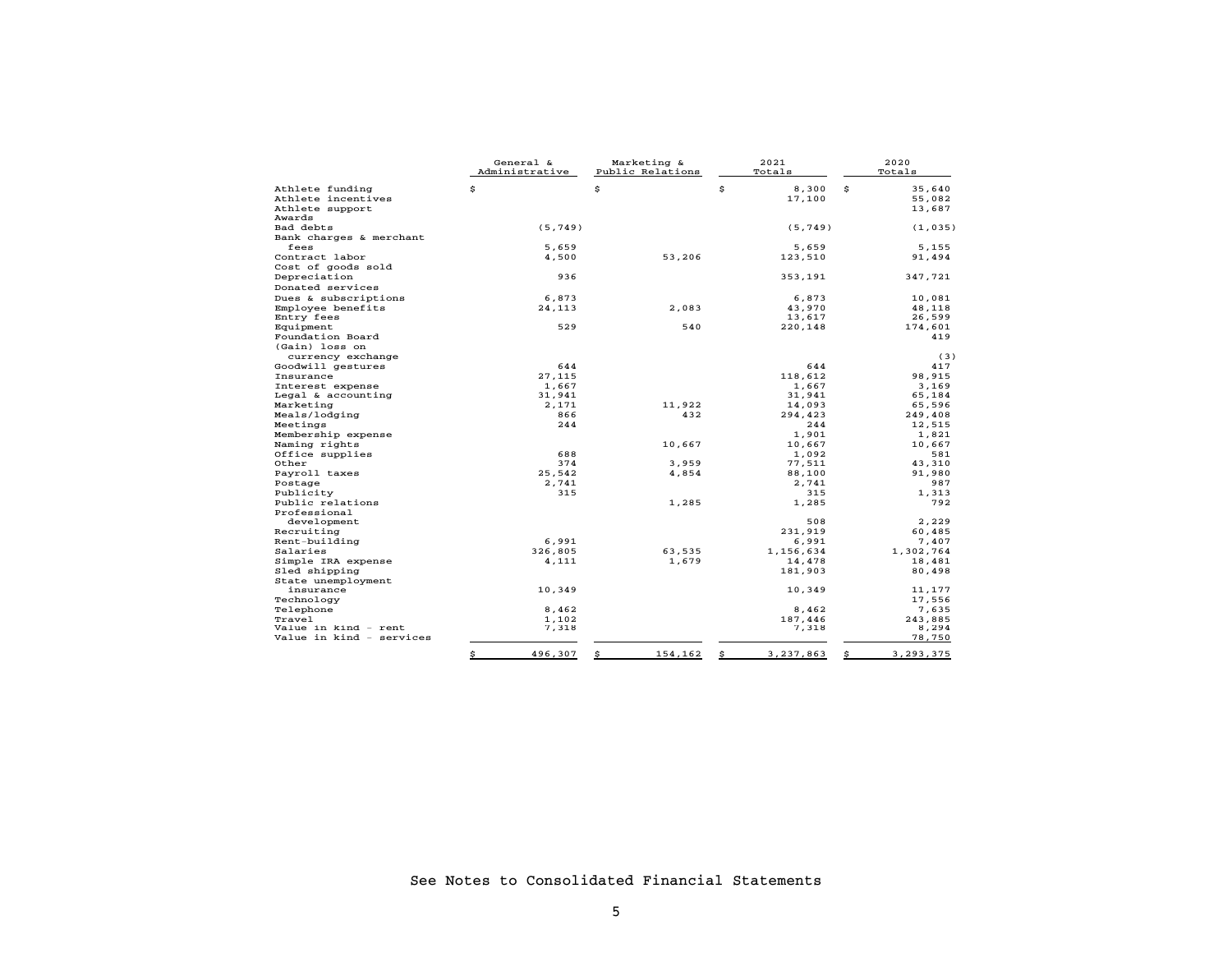| | General & Administrative | Marketing & Public Relations | 2021 Totals | 2020 Totals |
|---|---|---|---|---|
| Athlete funding | $ | $ | $ 8,300 | $ 35,640 |
| Athlete incentives | | | 17,100 | 55,082 |
| Athlete support | | | | 13,687 |
| Awards | | | | |
| Bad debts | (5,749) | | (5,749) | (1,035) |
| Bank charges & merchant fees | 5,659 | | 5,659 | 5,155 |
| Contract labor | 4,500 | 53,206 | 123,510 | 91,494 |
| Cost of goods sold | | | | |
| Depreciation | 936 | | 353,191 | 347,721 |
| Donated services | | | | |
| Dues & subscriptions | 6,873 | | 6,873 | 10,081 |
| Employee benefits | 24,113 | 2,083 | 43,970 | 48,118 |
| Entry fees | | | 13,617 | 26,599 |
| Equipment | 529 | 540 | 220,148 | 174,601 |
| Foundation Board | | | | 419 |
| (Gain) loss on currency exchange | | | | (3) |
| Goodwill gestures | 644 | | 644 | 417 |
| Insurance | 27,115 | | 118,612 | 98,915 |
| Interest expense | 1,667 | | 1,667 | 3,169 |
| Legal & accounting | 31,941 | | 31,941 | 65,184 |
| Marketing | 2,171 | 11,922 | 14,093 | 65,596 |
| Meals/lodging | 866 | 432 | 294,423 | 249,408 |
| Meetings | 244 | | 244 | 12,515 |
| Membership expense | | | 1,901 | 1,821 |
| Naming rights | | 10,667 | 10,667 | 10,667 |
| Office supplies | 688 | | 1,092 | 581 |
| Other | 374 | 3,959 | 77,511 | 43,310 |
| Payroll taxes | 25,542 | 4,854 | 88,100 | 91,980 |
| Postage | 2,741 | | 2,741 | 987 |
| Publicity | 315 | | 315 | 1,313 |
| Public relations | | 1,285 | 1,285 | 792 |
| Professional development | | | 508 | 2,229 |
| Recruiting | | | 231,919 | 60,485 |
| Rent-building | 6,991 | | 6,991 | 7,407 |
| Salaries | 326,805 | 63,535 | 1,156,634 | 1,302,764 |
| Simple IRA expense | 4,111 | 1,679 | 14,478 | 18,481 |
| Sled shipping | | | 181,903 | 80,498 |
| State unemployment insurance | 10,349 | | 10,349 | 11,177 |
| Technology | | | | 17,556 |
| Telephone | 8,462 | | 8,462 | 7,635 |
| Travel | 1,102 | | 187,446 | 243,885 |
| Value in kind - rent | 7,318 | | 7,318 | 8,294 |
| Value in kind - services | | | | 78,750 |
| | $ 496,307 | $ 154,162 | $ 3,237,863 | $ 3,293,375 |

See Notes to Consolidated Financial Statements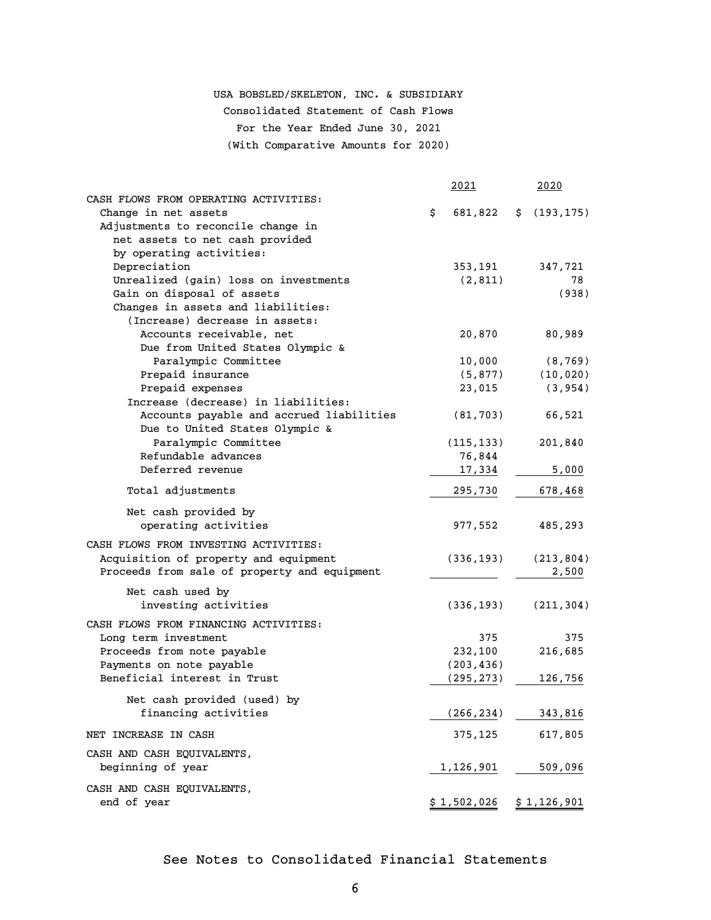# USA BOBSLED/SKELETON, INC. & SUBSIDIARY

## Consolidated Statement of Cash Flows

For the Year Ended June 30, 2021

(With Comparative Amounts for 2020)

| | 2021 | 2020 |
|---|---|---|
| **CASH FLOWS FROM OPERATING ACTIVITIES:** | | |
| Change in net assets | $ 681,822 | $ (193,175) |
| Adjustments to reconcile change in net assets to net cash provided by operating activities: | | |
| Depreciation | 353,191 | 347,721 |
| Unrealized (gain) loss on investments | (2,811) | 78 |
| Gain on disposal of assets | | (938) |
| Changes in assets and liabilities: | | |
| (Increase) decrease in assets: | | |
| Accounts receivable, net | 20,870 | 80,989 |
| Due from United States Olympic & Paralympic Committee | 10,000 | (8,769) |
| Prepaid insurance | (5,877) | (10,020) |
| Prepaid expenses | 23,015 | (3,954) |
| Increase (decrease) in liabilities: | | |
| Accounts payable and accrued liabilities | (81,703) | 66,521 |
| Due to United States Olympic & Paralympic Committee | (115,133) | 201,840 |
| Refundable advances | 76,844 | |
| Deferred revenue | 17,334 | 5,000 |
| Total adjustments | 295,730 | 678,468 |
| Net cash provided by operating activities | 977,552 | 485,293 |
| **CASH FLOWS FROM INVESTING ACTIVITIES:** | | |
| Acquisition of property and equipment | (336,193) | (213,804) |
| Proceeds from sale of property and equipment | | 2,500 |
| Net cash used by investing activities | (336,193) | (211,304) |
| **CASH FLOWS FROM FINANCING ACTIVITIES:** | | |
| Long term investment | 375 | 375 |
| Proceeds from note payable | 232,100 | 216,685 |
| Payments on note payable | (203,436) | |
| Beneficial interest in Trust | (295,273) | 126,756 |
| Net cash provided (used) by financing activities | (266,234) | 343,816 |
| **NET INCREASE IN CASH** | 375,125 | 617,805 |
| **CASH AND CASH EQUIVALENTS, beginning of year** | 1,126,901 | 509,096 |
| **CASH AND CASH EQUIVALENTS, end of year** | $ 1,502,026 | $ 1,126,901 |

See Notes to Consolidated Financial Statements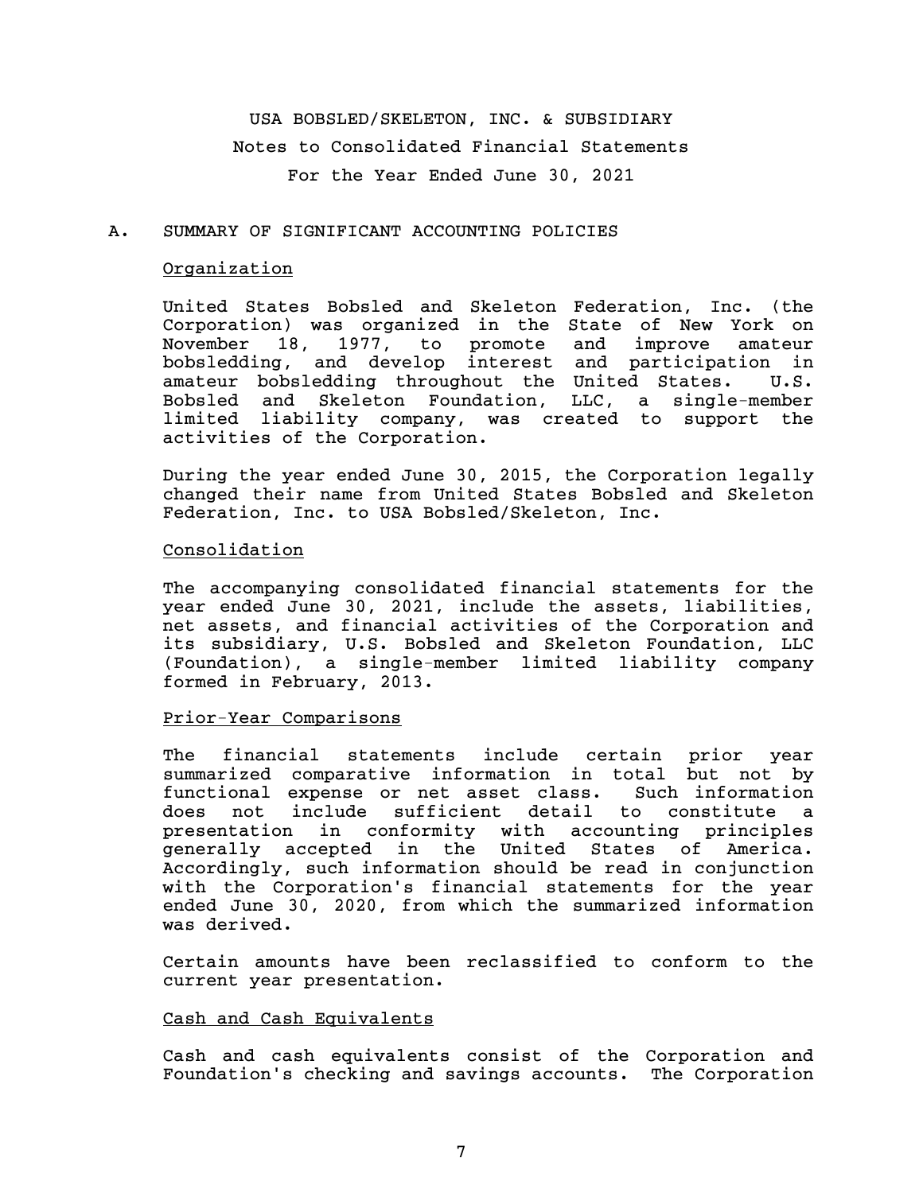USA BOBSLED/SKELETON, INC. & SUBSIDIARY

Notes to Consolidated Financial Statements

For the Year Ended June 30, 2021

## A. SUMMARY OF SIGNIFICANT ACCOUNTING POLICIES

### Organization

United States Bobsled and Skeleton Federation, Inc. (the Corporation) was organized in the State of New York on November 18, 1977, to promote and improve amateur bobsledding, and develop interest and participation in amateur bobsledding throughout the United States. U.S. Bobsled and Skeleton Foundation, LLC, a single-member limited liability company, was created to support the activities of the Corporation.

During the year ended June 30, 2015, the Corporation legally changed their name from United States Bobsled and Skeleton Federation, Inc. to USA Bobsled/Skeleton, Inc.

### Consolidation

The accompanying consolidated financial statements for the year ended June 30, 2021, include the assets, liabilities, net assets, and financial activities of the Corporation and its subsidiary, U.S. Bobsled and Skeleton Foundation, LLC (Foundation), a single-member limited liability company formed in February, 2013.

### Prior-Year Comparisons

The financial statements include certain prior year summarized comparative information in total but not by functional expense or net asset class. Such information does not include sufficient detail to constitute a presentation in conformity with accounting principles generally accepted in the United States of America. Accordingly, such information should be read in conjunction with the Corporation's financial statements for the year ended June 30, 2020, from which the summarized information was derived.

Certain amounts have been reclassified to conform to the current year presentation.

### Cash and Cash Equivalents

Cash and cash equivalents consist of the Corporation and Foundation's checking and savings accounts. The Corporation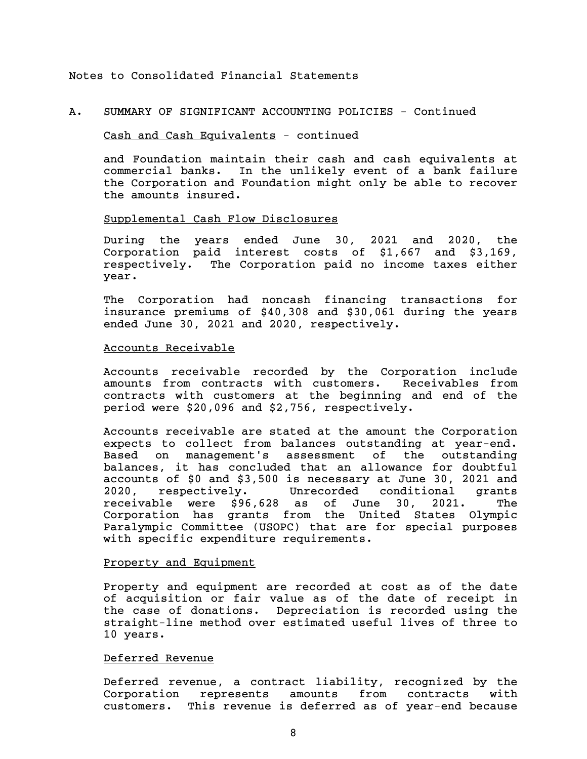Notes to Consolidated Financial Statements

## A. SUMMARY OF SIGNIFICANT ACCOUNTING POLICIES - Continued

### Cash and Cash Equivalents - continued

and Foundation maintain their cash and cash equivalents at commercial banks. In the unlikely event of a bank failure the Corporation and Foundation might only be able to recover the amounts insured.

### Supplemental Cash Flow Disclosures

During the years ended June 30, 2021 and 2020, the Corporation paid interest costs of $1,667 and $3,169, respectively. The Corporation paid no income taxes either year.

The Corporation had noncash financing transactions for insurance premiums of $40,308 and $30,061 during the years ended June 30, 2021 and 2020, respectively.

### Accounts Receivable

Accounts receivable recorded by the Corporation include amounts from contracts with customers. Receivables from contracts with customers at the beginning and end of the period were $20,096 and $2,756, respectively.

Accounts receivable are stated at the amount the Corporation expects to collect from balances outstanding at year-end. Based on management's assessment of the outstanding balances, it has concluded that an allowance for doubtful accounts of $0 and $3,500 is necessary at June 30, 2021 and 2020, respectively. Unrecorded conditional grants receivable were $96,628 as of June 30, 2021. The Corporation has grants from the United States Olympic Paralympic Committee (USOPC) that are for special purposes with specific expenditure requirements.

### Property and Equipment

Property and equipment are recorded at cost as of the date of acquisition or fair value as of the date of receipt in the case of donations. Depreciation is recorded using the straight-line method over estimated useful lives of three to 10 years.

### Deferred Revenue

Deferred revenue, a contract liability, recognized by the Corporation represents amounts from contracts with customers. This revenue is deferred as of year-end because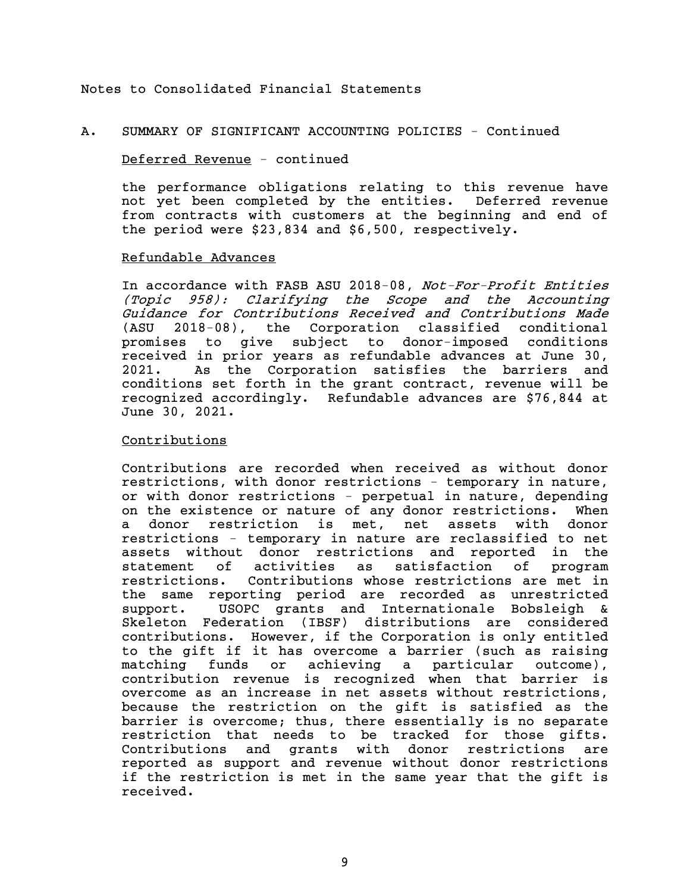Notes to Consolidated Financial Statements

## A. SUMMARY OF SIGNIFICANT ACCOUNTING POLICIES - Continued

### Deferred Revenue - continued

the performance obligations relating to this revenue have not yet been completed by the entities. Deferred revenue from contracts with customers at the beginning and end of the period were $23,834 and $6,500, respectively.

### Refundable Advances

In accordance with FASB ASU 2018-08, *Not-For-Profit Entities (Topic 958): Clarifying the Scope and the Accounting Guidance for Contributions Received and Contributions Made* (ASU 2018-08), the Corporation classified conditional promises to give subject to donor-imposed conditions received in prior years as refundable advances at June 30, 2021. As the Corporation satisfies the barriers and conditions set forth in the grant contract, revenue will be recognized accordingly. Refundable advances are $76,844 at June 30, 2021.

### Contributions

Contributions are recorded when received as without donor restrictions, with donor restrictions - temporary in nature, or with donor restrictions - perpetual in nature, depending on the existence or nature of any donor restrictions. When a donor restriction is met, net assets with donor restrictions - temporary in nature are reclassified to net assets without donor restrictions and reported in the statement of activities as satisfaction of program restrictions. Contributions whose restrictions are met in the same reporting period are recorded as unrestricted support. USOPC grants and Internationale Bobsleigh & Skeleton Federation (IBSF) distributions are considered contributions. However, if the Corporation is only entitled to the gift if it has overcome a barrier (such as raising matching funds or achieving a particular outcome), contribution revenue is recognized when that barrier is overcome as an increase in net assets without restrictions, because the restriction on the gift is satisfied as the barrier is overcome; thus, there essentially is no separate restriction that needs to be tracked for those gifts. Contributions and grants with donor restrictions are reported as support and revenue without donor restrictions if the restriction is met in the same year that the gift is received.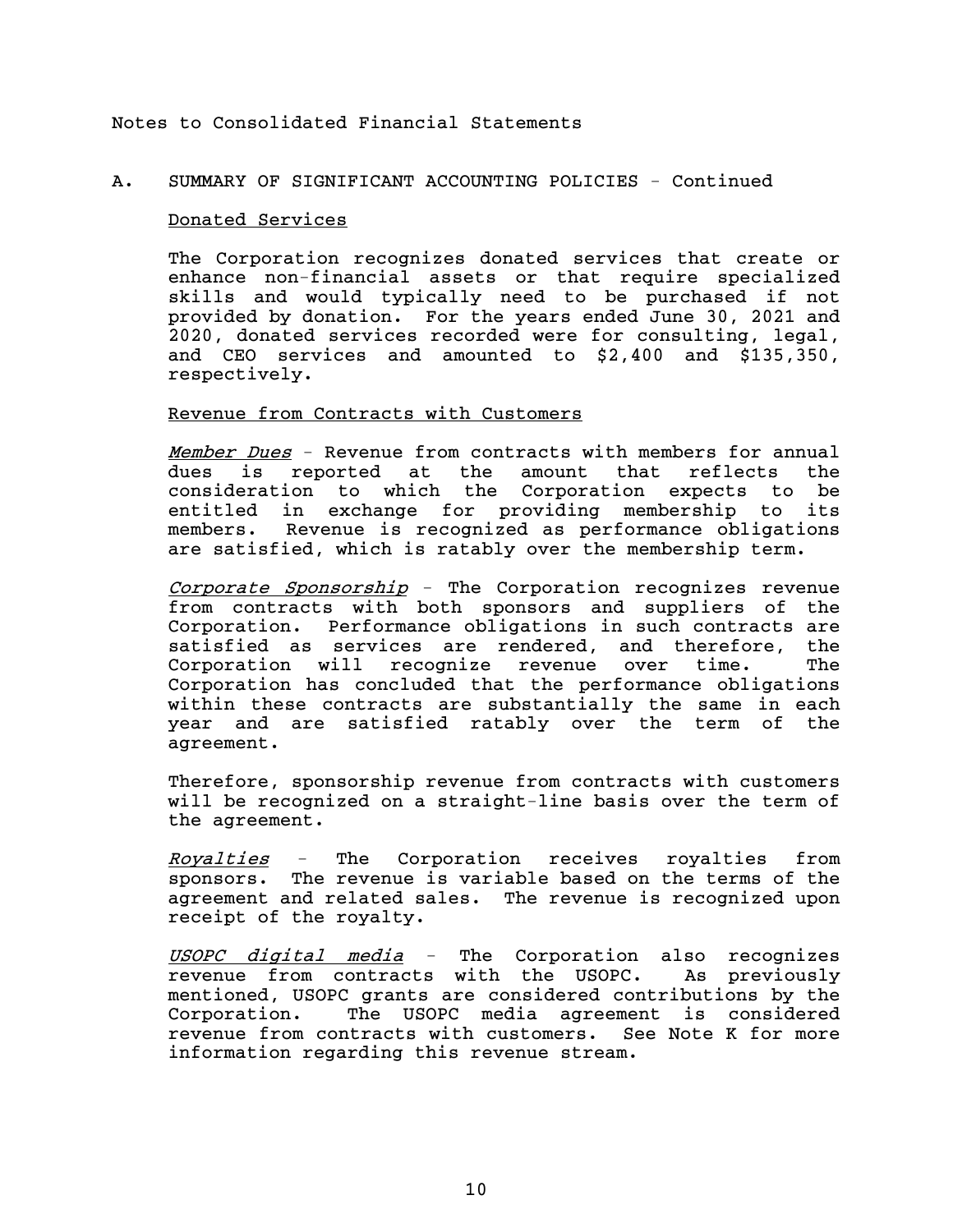Notes to Consolidated Financial Statements

## A. SUMMARY OF SIGNIFICANT ACCOUNTING POLICIES - Continued

### Donated Services

The Corporation recognizes donated services that create or enhance non-financial assets or that require specialized skills and would typically need to be purchased if not provided by donation. For the years ended June 30, 2021 and 2020, donated services recorded were for consulting, legal, and CEO services and amounted to $2,400 and $135,350, respectively.

### Revenue from Contracts with Customers

*Member Dues* - Revenue from contracts with members for annual dues is reported at the amount that reflects the consideration to which the Corporation expects to be entitled in exchange for providing membership to its members. Revenue is recognized as performance obligations are satisfied, which is ratably over the membership term.

*Corporate Sponsorship* - The Corporation recognizes revenue from contracts with both sponsors and suppliers of the Corporation. Performance obligations in such contracts are satisfied as services are rendered, and therefore, the Corporation will recognize revenue over time. The Corporation has concluded that the performance obligations within these contracts are substantially the same in each year and are satisfied ratably over the term of the agreement.

Therefore, sponsorship revenue from contracts with customers will be recognized on a straight-line basis over the term of the agreement.

*Royalties* - The Corporation receives royalties from sponsors. The revenue is variable based on the terms of the agreement and related sales. The revenue is recognized upon receipt of the royalty.

*USOPC digital media* - The Corporation also recognizes revenue from contracts with the USOPC. As previously mentioned, USOPC grants are considered contributions by the Corporation. The USOPC media agreement is considered revenue from contracts with customers. See Note K for more information regarding this revenue stream.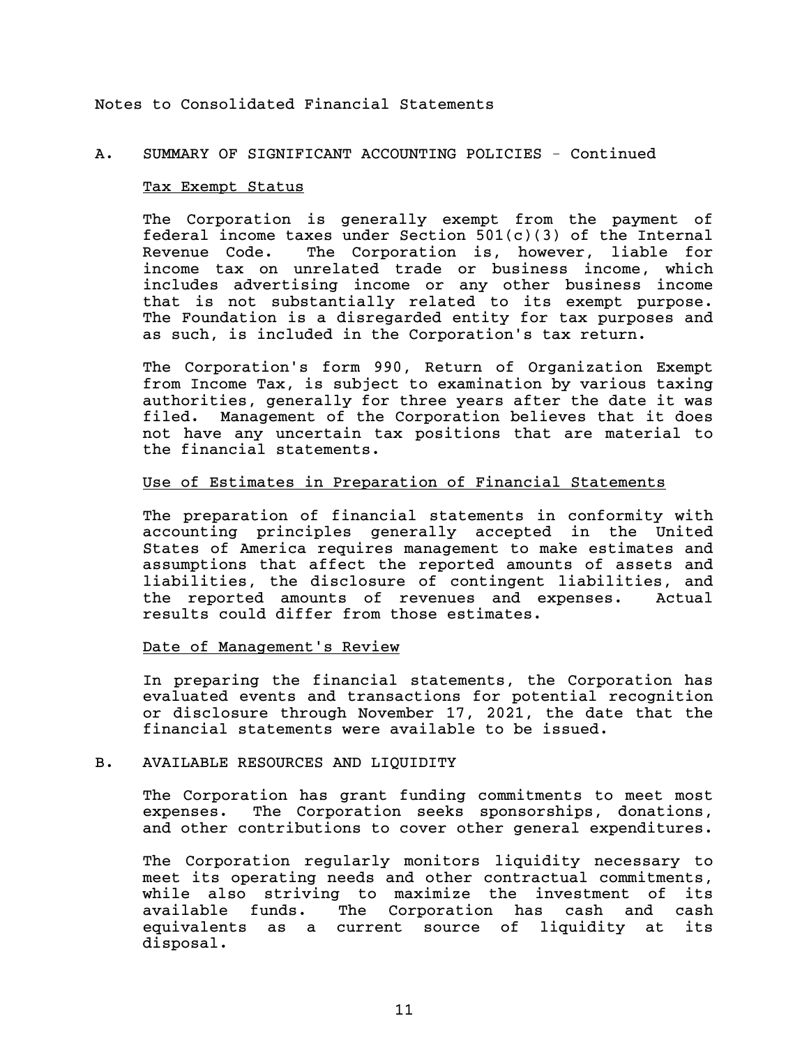Notes to Consolidated Financial Statements

## A. SUMMARY OF SIGNIFICANT ACCOUNTING POLICIES - Continued

### Tax Exempt Status

The Corporation is generally exempt from the payment of federal income taxes under Section 501(c)(3) of the Internal Revenue Code. The Corporation is, however, liable for income tax on unrelated trade or business income, which includes advertising income or any other business income that is not substantially related to its exempt purpose. The Foundation is a disregarded entity for tax purposes and as such, is included in the Corporation's tax return.

The Corporation's form 990, Return of Organization Exempt from Income Tax, is subject to examination by various taxing authorities, generally for three years after the date it was filed. Management of the Corporation believes that it does not have any uncertain tax positions that are material to the financial statements.

### Use of Estimates in Preparation of Financial Statements

The preparation of financial statements in conformity with accounting principles generally accepted in the United States of America requires management to make estimates and assumptions that affect the reported amounts of assets and liabilities, the disclosure of contingent liabilities, and the reported amounts of revenues and expenses. Actual results could differ from those estimates.

### Date of Management's Review

In preparing the financial statements, the Corporation has evaluated events and transactions for potential recognition or disclosure through November 17, 2021, the date that the financial statements were available to be issued.

## B. AVAILABLE RESOURCES AND LIQUIDITY

The Corporation has grant funding commitments to meet most expenses. The Corporation seeks sponsorships, donations, and other contributions to cover other general expenditures.

The Corporation regularly monitors liquidity necessary to meet its operating needs and other contractual commitments, while also striving to maximize the investment of its available funds. The Corporation has cash and cash equivalents as a current source of liquidity at its disposal.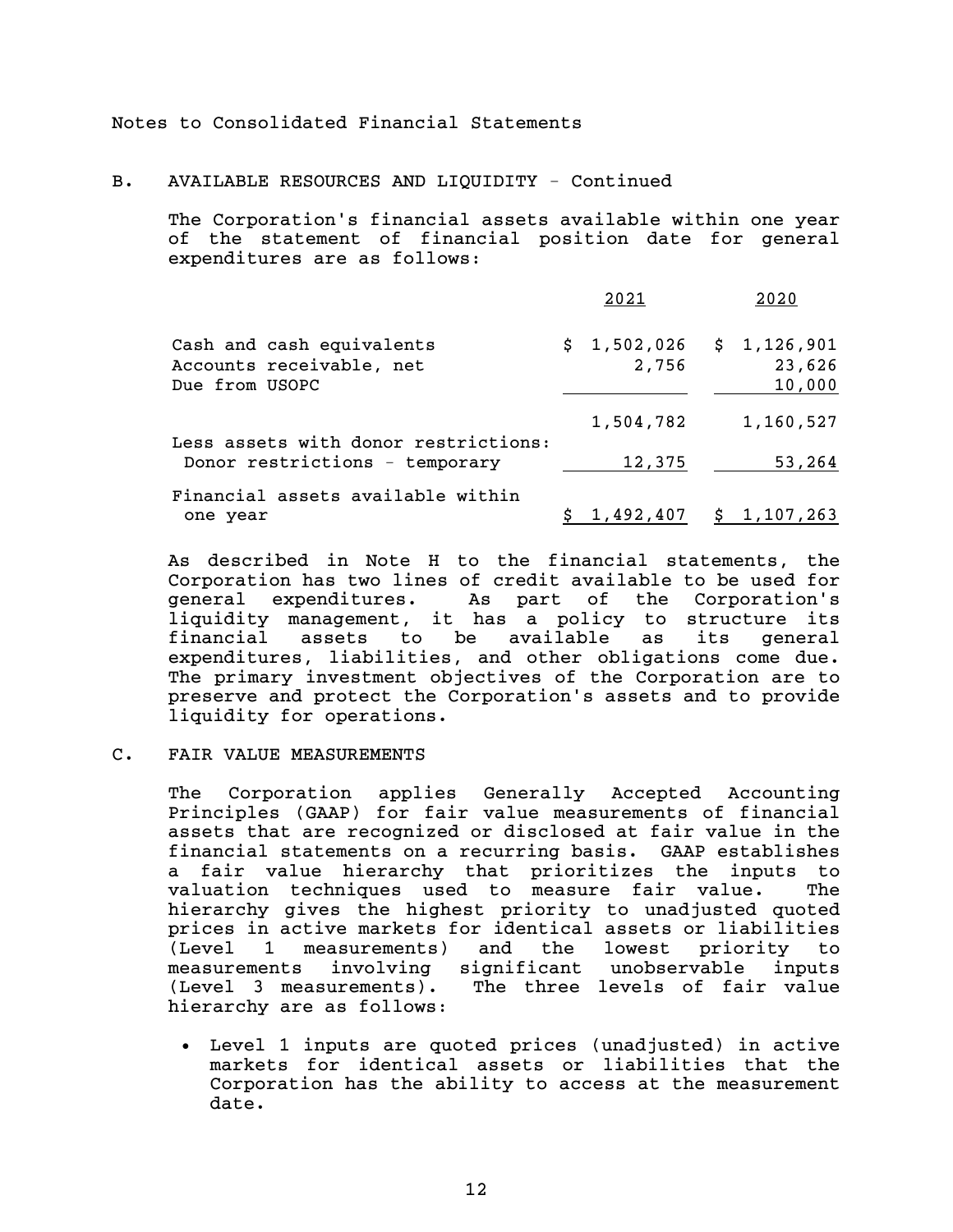Notes to Consolidated Financial Statements

## B. AVAILABLE RESOURCES AND LIQUIDITY - Continued

The Corporation's financial assets available within one year of the statement of financial position date for general expenditures are as follows:

| | 2021 | 2020 |
|---|---|---|
| Cash and cash equivalents | $ 1,502,026 | $ 1,126,901 |
| Accounts receivable, net | 2,756 | 23,626 |
| Due from USOPC | | 10,000 |
| | 1,504,782 | 1,160,527 |
| Less assets with donor restrictions: | | |
| Donor restrictions - temporary | 12,375 | 53,264 |
| Financial assets available within one year | $ 1,492,407 | $ 1,107,263 |

As described in Note H to the financial statements, the Corporation has two lines of credit available to be used for general expenditures. As part of the Corporation's liquidity management, it has a policy to structure its financial assets to be available as its general expenditures, liabilities, and other obligations come due. The primary investment objectives of the Corporation are to preserve and protect the Corporation's assets and to provide liquidity for operations.

## C. FAIR VALUE MEASUREMENTS

The Corporation applies Generally Accepted Accounting Principles (GAAP) for fair value measurements of financial assets that are recognized or disclosed at fair value in the financial statements on a recurring basis. GAAP establishes a fair value hierarchy that prioritizes the inputs to valuation techniques used to measure fair value. The hierarchy gives the highest priority to unadjusted quoted prices in active markets for identical assets or liabilities (Level 1 measurements) and the lowest priority to measurements involving significant unobservable inputs (Level 3 measurements). The three levels of fair value hierarchy are as follows:

- Level 1 inputs are quoted prices (unadjusted) in active markets for identical assets or liabilities that the Corporation has the ability to access at the measurement date.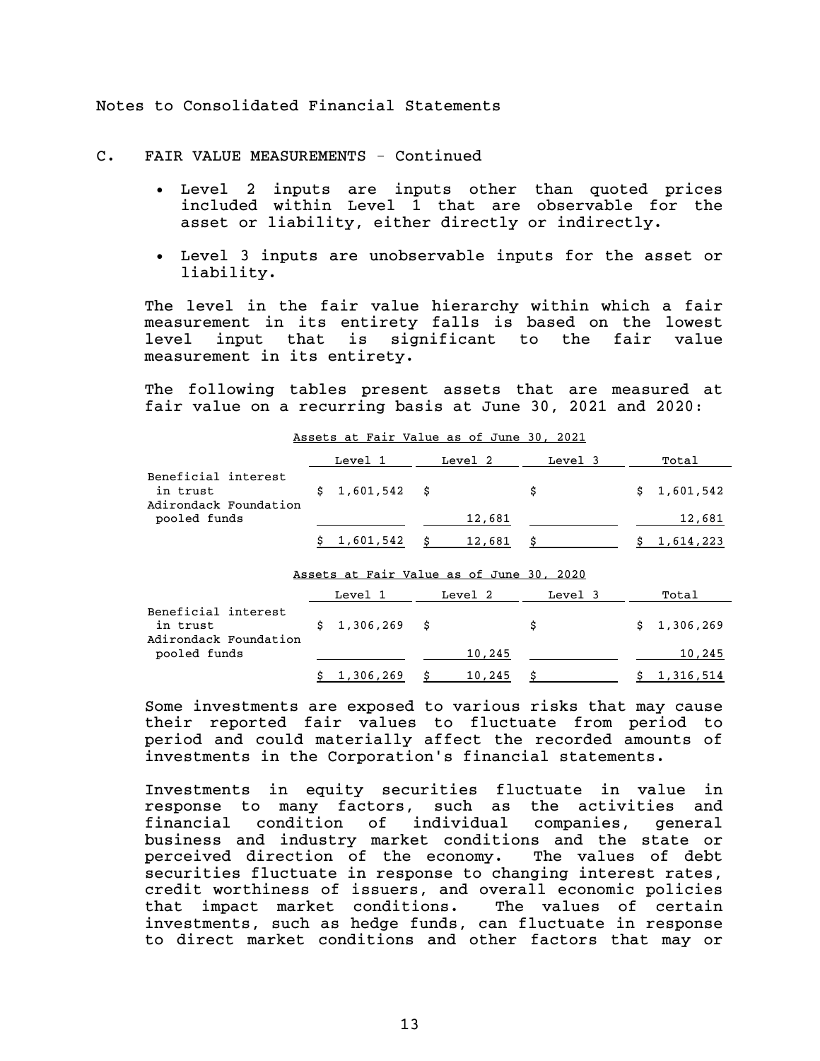Notes to Consolidated Financial Statements

## C. FAIR VALUE MEASUREMENTS - Continued

- Level 2 inputs are inputs other than quoted prices included within Level 1 that are observable for the asset or liability, either directly or indirectly.
- Level 3 inputs are unobservable inputs for the asset or liability.

The level in the fair value hierarchy within which a fair measurement in its entirety falls is based on the lowest level input that is significant to the fair value measurement in its entirety.

The following tables present assets that are measured at fair value on a recurring basis at June 30, 2021 and 2020:

Assets at Fair Value as of June 30, 2021

| | Level 1 | Level 2 | Level 3 | Total |
|---|---|---|---|---|
| Beneficial interest in trust | $ 1,601,542 | $ | $ | $ 1,601,542 |
| Adirondack Foundation pooled funds | | 12,681 | | 12,681 |
| | $ 1,601,542 | $ 12,681 | $ | $ 1,614,223 |

Assets at Fair Value as of June 30, 2020

| | Level 1 | Level 2 | Level 3 | Total |
|---|---|---|---|---|
| Beneficial interest in trust | $ 1,306,269 | $ | $ | $ 1,306,269 |
| Adirondack Foundation pooled funds | | 10,245 | | 10,245 |
| | $ 1,306,269 | $ 10,245 | $ | $ 1,316,514 |

Some investments are exposed to various risks that may cause their reported fair values to fluctuate from period to period and could materially affect the recorded amounts of investments in the Corporation's financial statements.

Investments in equity securities fluctuate in value in response to many factors, such as the activities and financial condition of individual companies, general business and industry market conditions and the state or perceived direction of the economy. The values of debt securities fluctuate in response to changing interest rates, credit worthiness of issuers, and overall economic policies that impact market conditions. The values of certain investments, such as hedge funds, can fluctuate in response to direct market conditions and other factors that may or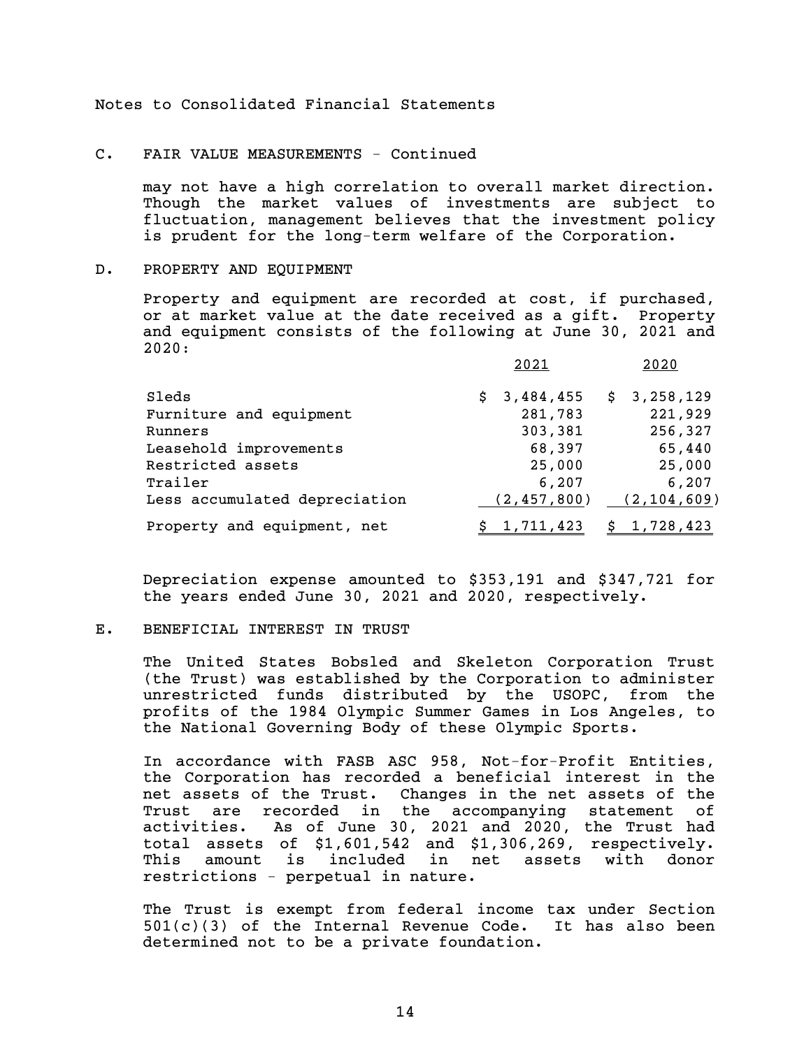Notes to Consolidated Financial Statements

## C. FAIR VALUE MEASUREMENTS - Continued

may not have a high correlation to overall market direction. Though the market values of investments are subject to fluctuation, management believes that the investment policy is prudent for the long-term welfare of the Corporation.

## D. PROPERTY AND EQUIPMENT

Property and equipment are recorded at cost, if purchased, or at market value at the date received as a gift. Property and equipment consists of the following at June 30, 2021 and 2020:

| | 2021 | 2020 |
|---|---|---|
| Sleds | $ 3,484,455 | $ 3,258,129 |
| Furniture and equipment | 281,783 | 221,929 |
| Runners | 303,381 | 256,327 |
| Leasehold improvements | 68,397 | 65,440 |
| Restricted assets | 25,000 | 25,000 |
| Trailer | 6,207 | 6,207 |
| Less accumulated depreciation | (2,457,800) | (2,104,609) |
| Property and equipment, net | $ 1,711,423 | $ 1,728,423 |

Depreciation expense amounted to $353,191 and $347,721 for the years ended June 30, 2021 and 2020, respectively.

## E. BENEFICIAL INTEREST IN TRUST

The United States Bobsled and Skeleton Corporation Trust (the Trust) was established by the Corporation to administer unrestricted funds distributed by the USOPC, from the profits of the 1984 Olympic Summer Games in Los Angeles, to the National Governing Body of these Olympic Sports.

In accordance with FASB ASC 958, Not-for-Profit Entities, the Corporation has recorded a beneficial interest in the net assets of the Trust. Changes in the net assets of the Trust are recorded in the accompanying statement of activities. As of June 30, 2021 and 2020, the Trust had total assets of $1,601,542 and $1,306,269, respectively. This amount is included in net assets with donor restrictions - perpetual in nature.

The Trust is exempt from federal income tax under Section 501(c)(3) of the Internal Revenue Code. It has also been determined not to be a private foundation.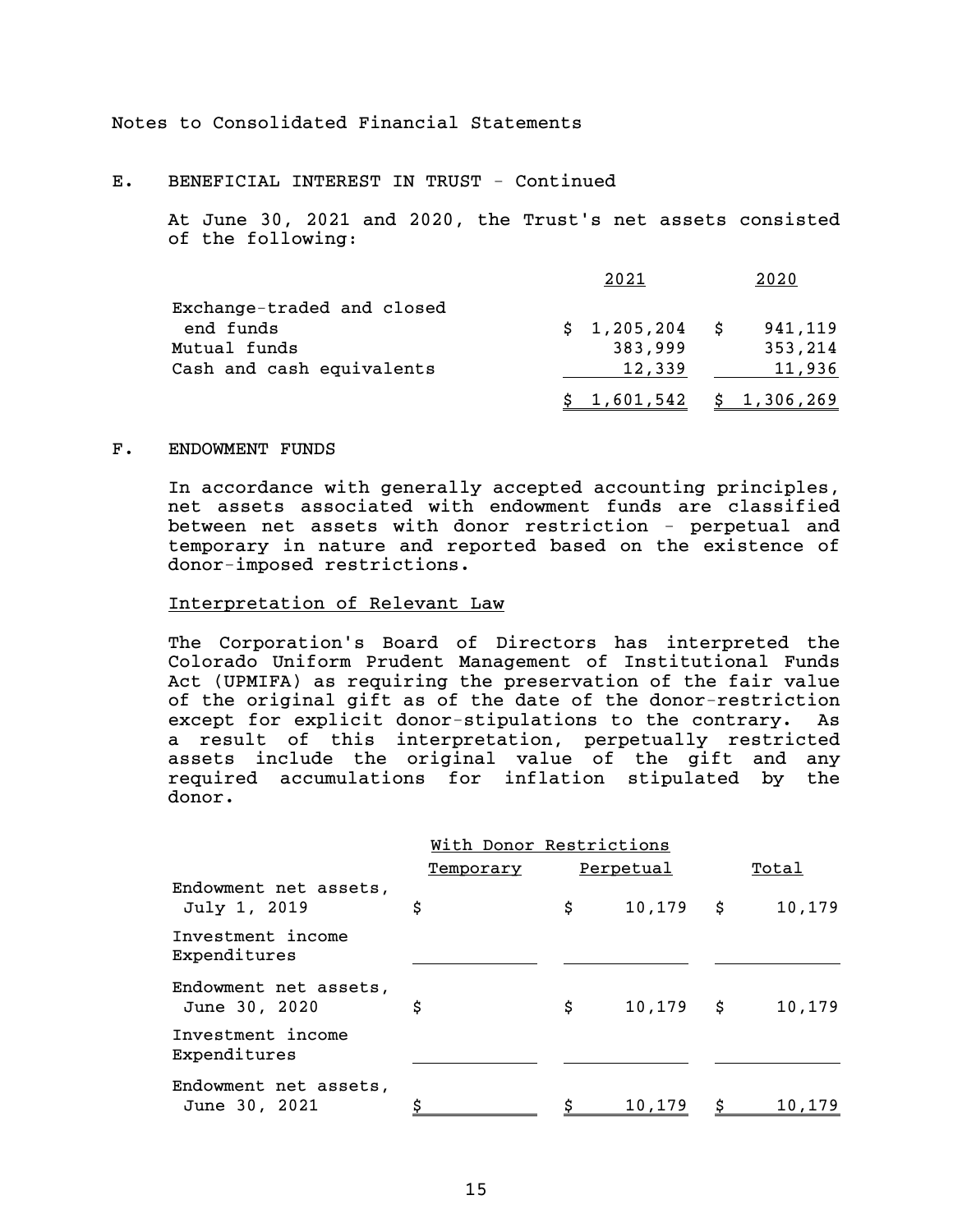Notes to Consolidated Financial Statements

## E. BENEFICIAL INTEREST IN TRUST - Continued

At June 30, 2021 and 2020, the Trust's net assets consisted of the following:

| | 2021 | 2020 |
|---|---|---|
| Exchange-traded and closed end funds | $ 1,205,204 | $ 941,119 |
| Mutual funds | 383,999 | 353,214 |
| Cash and cash equivalents | 12,339 | 11,936 |
| | $ 1,601,542 | $ 1,306,269 |

## F. ENDOWMENT FUNDS

In accordance with generally accepted accounting principles, net assets associated with endowment funds are classified between net assets with donor restriction - perpetual and temporary in nature and reported based on the existence of donor-imposed restrictions.

Interpretation of Relevant Law

The Corporation's Board of Directors has interpreted the Colorado Uniform Prudent Management of Institutional Funds Act (UPMIFA) as requiring the preservation of the fair value of the original gift as of the date of the donor-restriction except for explicit donor-stipulations to the contrary. As a result of this interpretation, perpetually restricted assets include the original value of the gift and any required accumulations for inflation stipulated by the donor.

| | With Donor Restrictions | | |
|---|---|---|---|
| | Temporary | Perpetual | Total |
| Endowment net assets, July 1, 2019 | $ | $ 10,179 | $ 10,179 |
| Investment income | | | |
| Expenditures | | | |
| Endowment net assets, June 30, 2020 | $ | $ 10,179 | $ 10,179 |
| Investment income | | | |
| Expenditures | | | |
| Endowment net assets, June 30, 2021 | $ | $ 10,179 | $ 10,179 |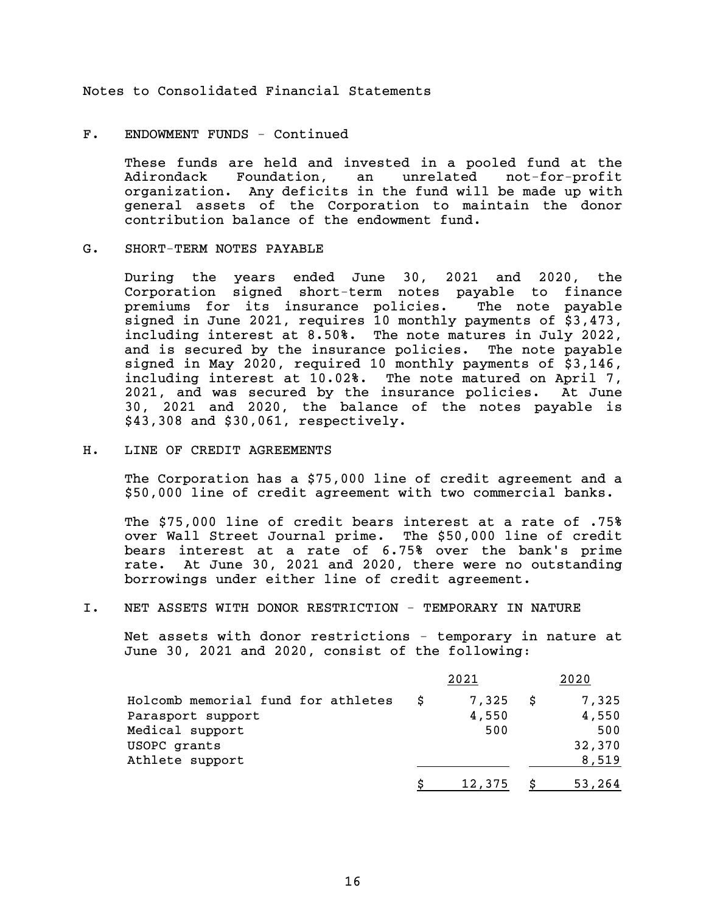Notes to Consolidated Financial Statements

## F. ENDOWMENT FUNDS - Continued

These funds are held and invested in a pooled fund at the Adirondack Foundation, an unrelated not-for-profit organization. Any deficits in the fund will be made up with general assets of the Corporation to maintain the donor contribution balance of the endowment fund.

## G. SHORT-TERM NOTES PAYABLE

During the years ended June 30, 2021 and 2020, the Corporation signed short-term notes payable to finance premiums for its insurance policies. The note payable signed in June 2021, requires 10 monthly payments of $3,473, including interest at 8.50%. The note matures in July 2022, and is secured by the insurance policies. The note payable signed in May 2020, required 10 monthly payments of $3,146, including interest at 10.02%. The note matured on April 7, 2021, and was secured by the insurance policies. At June 30, 2021 and 2020, the balance of the notes payable is $43,308 and $30,061, respectively.

## H. LINE OF CREDIT AGREEMENTS

The Corporation has a $75,000 line of credit agreement and a $50,000 line of credit agreement with two commercial banks.

The $75,000 line of credit bears interest at a rate of .75% over Wall Street Journal prime. The $50,000 line of credit bears interest at a rate of 6.75% over the bank's prime rate. At June 30, 2021 and 2020, there were no outstanding borrowings under either line of credit agreement.

## I. NET ASSETS WITH DONOR RESTRICTION - TEMPORARY IN NATURE

Net assets with donor restrictions - temporary in nature at June 30, 2021 and 2020, consist of the following:

| | 2021 | 2020 |
|---|---|---|
| Holcomb memorial fund for athletes | $ 7,325 | $ 7,325 |
| Parasport support | 4,550 | 4,550 |
| Medical support | 500 | 500 |
| USOPC grants | | 32,370 |
| Athlete support | | 8,519 |
| | $ 12,375 | $ 53,264 |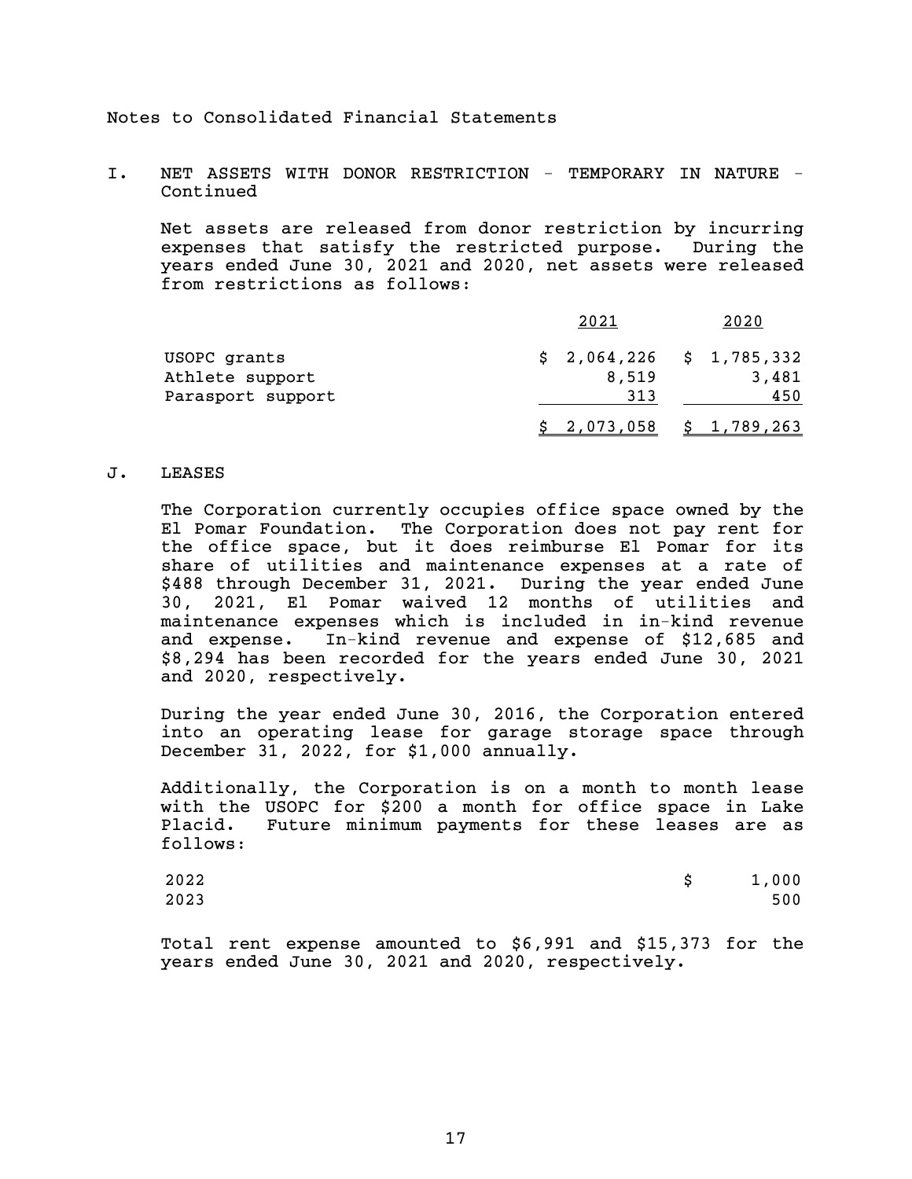Notes to Consolidated Financial Statements

## I. NET ASSETS WITH DONOR RESTRICTION - TEMPORARY IN NATURE - Continued

Net assets are released from donor restriction by incurring expenses that satisfy the restricted purpose. During the years ended June 30, 2021 and 2020, net assets were released from restrictions as follows:

| | 2021 | 2020 |
|---|---|---|
| USOPC grants | $ 2,064,226 | $ 1,785,332 |
| Athlete support | 8,519 | 3,481 |
| Parasport support | 313 | 450 |
| | $ 2,073,058 | $ 1,789,263 |

## J. LEASES

The Corporation currently occupies office space owned by the El Pomar Foundation. The Corporation does not pay rent for the office space, but it does reimburse El Pomar for its share of utilities and maintenance expenses at a rate of $488 through December 31, 2021. During the year ended June 30, 2021, El Pomar waived 12 months of utilities and maintenance expenses which is included in in-kind revenue and expense. In-kind revenue and expense of $12,685 and $8,294 has been recorded for the years ended June 30, 2021 and 2020, respectively.

During the year ended June 30, 2016, the Corporation entered into an operating lease for garage storage space through December 31, 2022, for $1,000 annually.

Additionally, the Corporation is on a month to month lease with the USOPC for $200 a month for office space in Lake Placid. Future minimum payments for these leases are as follows:

| | |
|---|---|
| 2022 | $ 1,000 |
| 2023 | 500 |

Total rent expense amounted to $6,991 and $15,373 for the years ended June 30, 2021 and 2020, respectively.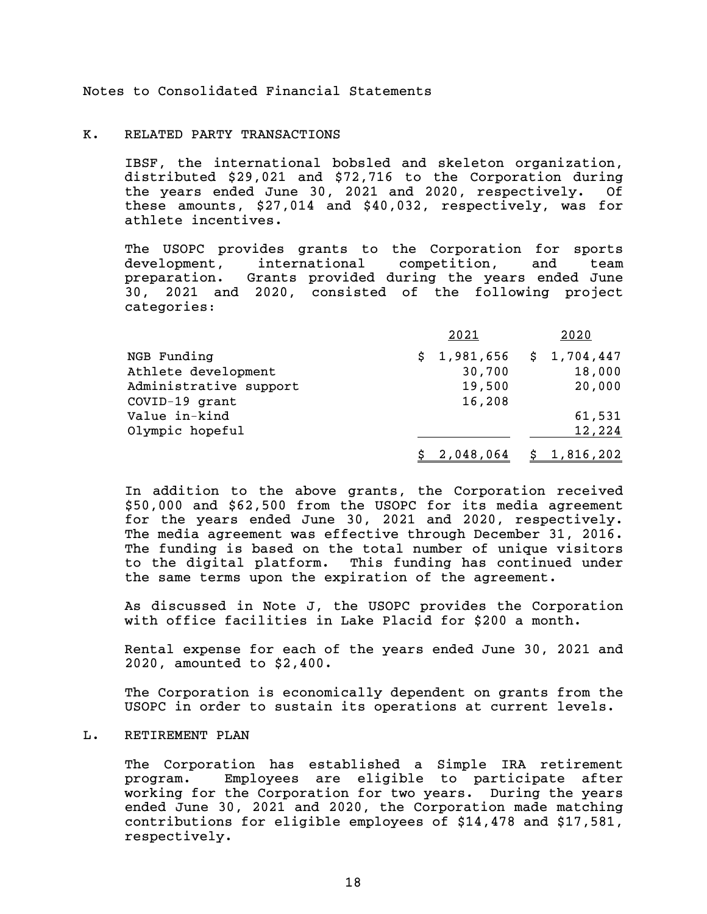Notes to Consolidated Financial Statements

## K. RELATED PARTY TRANSACTIONS

IBSF, the international bobsled and skeleton organization, distributed $29,021 and $72,716 to the Corporation during the years ended June 30, 2021 and 2020, respectively. Of these amounts, $27,014 and $40,032, respectively, was for athlete incentives.

The USOPC provides grants to the Corporation for sports development, international competition, and team preparation. Grants provided during the years ended June 30, 2021 and 2020, consisted of the following project categories:

| | 2021 | 2020 |
|---|---|---|
| NGB Funding | $ 1,981,656 | $ 1,704,447 |
| Athlete development | 30,700 | 18,000 |
| Administrative support | 19,500 | 20,000 |
| COVID-19 grant | 16,208 | |
| Value in-kind | | 61,531 |
| Olympic hopeful | | 12,224 |
| | $ 2,048,064 | $ 1,816,202 |

In addition to the above grants, the Corporation received $50,000 and $62,500 from the USOPC for its media agreement for the years ended June 30, 2021 and 2020, respectively. The media agreement was effective through December 31, 2016. The funding is based on the total number of unique visitors to the digital platform. This funding has continued under the same terms upon the expiration of the agreement.

As discussed in Note J, the USOPC provides the Corporation with office facilities in Lake Placid for $200 a month.

Rental expense for each of the years ended June 30, 2021 and 2020, amounted to $2,400.

The Corporation is economically dependent on grants from the USOPC in order to sustain its operations at current levels.

## L. RETIREMENT PLAN

The Corporation has established a Simple IRA retirement program. Employees are eligible to participate after working for the Corporation for two years. During the years ended June 30, 2021 and 2020, the Corporation made matching contributions for eligible employees of $14,478 and $17,581, respectively.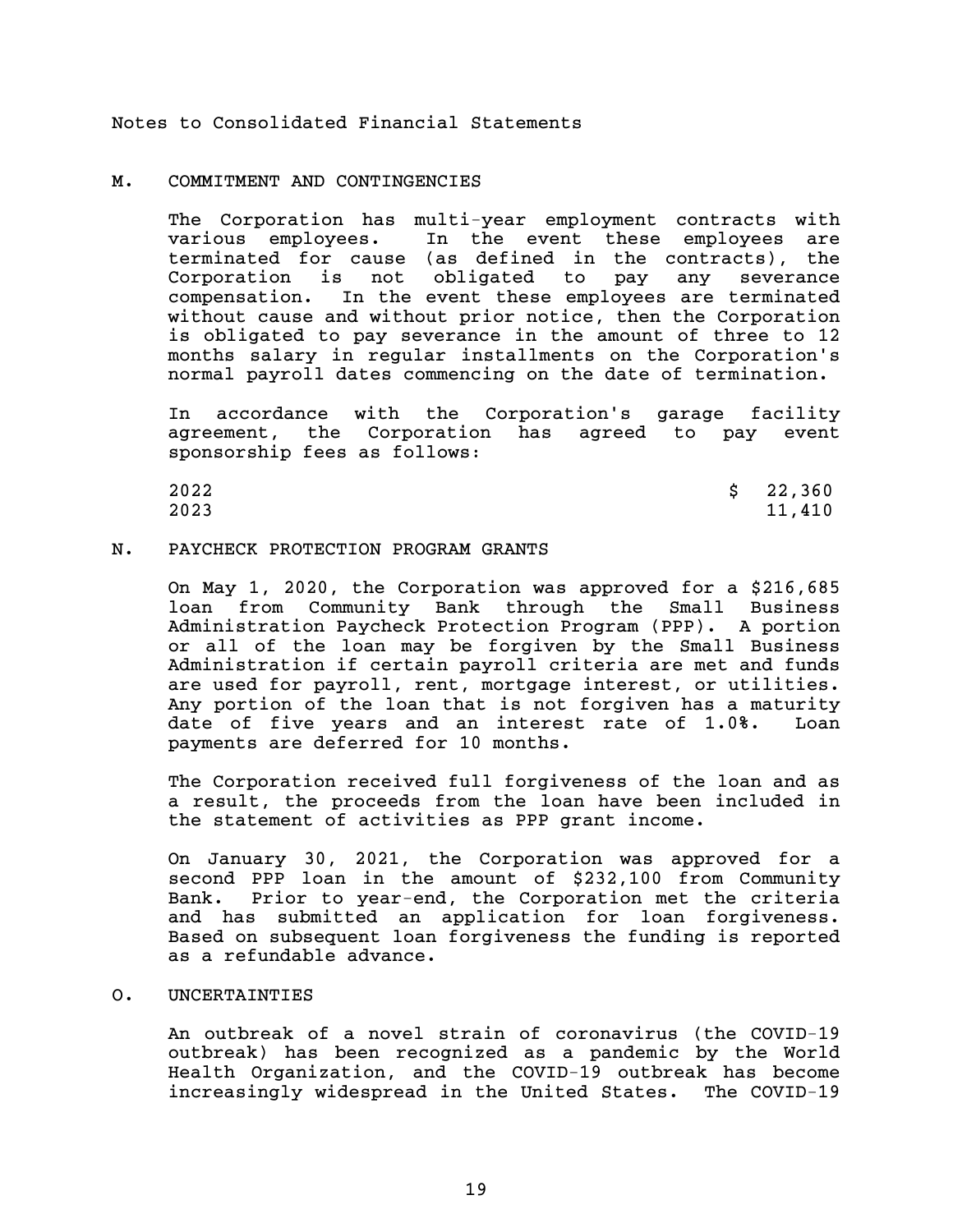Notes to Consolidated Financial Statements

## M. COMMITMENT AND CONTINGENCIES

The Corporation has multi-year employment contracts with various employees. In the event these employees are terminated for cause (as defined in the contracts), the Corporation is not obligated to pay any severance compensation. In the event these employees are terminated without cause and without prior notice, then the Corporation is obligated to pay severance in the amount of three to 12 months salary in regular installments on the Corporation's normal payroll dates commencing on the date of termination.

In accordance with the Corporation's garage facility agreement, the Corporation has agreed to pay event sponsorship fees as follows:

| | |
|---|---|
| 2022 | $ 22,360 |
| 2023 | 11,410 |

## N. PAYCHECK PROTECTION PROGRAM GRANTS

On May 1, 2020, the Corporation was approved for a $216,685 loan from Community Bank through the Small Business Administration Paycheck Protection Program (PPP). A portion or all of the loan may be forgiven by the Small Business Administration if certain payroll criteria are met and funds are used for payroll, rent, mortgage interest, or utilities. Any portion of the loan that is not forgiven has a maturity date of five years and an interest rate of 1.0%. Loan payments are deferred for 10 months.

The Corporation received full forgiveness of the loan and as a result, the proceeds from the loan have been included in the statement of activities as PPP grant income.

On January 30, 2021, the Corporation was approved for a second PPP loan in the amount of $232,100 from Community Bank. Prior to year-end, the Corporation met the criteria and has submitted an application for loan forgiveness. Based on subsequent loan forgiveness the funding is reported as a refundable advance.

## O. UNCERTAINTIES

An outbreak of a novel strain of coronavirus (the COVID-19 outbreak) has been recognized as a pandemic by the World Health Organization, and the COVID-19 outbreak has become increasingly widespread in the United States. The COVID-19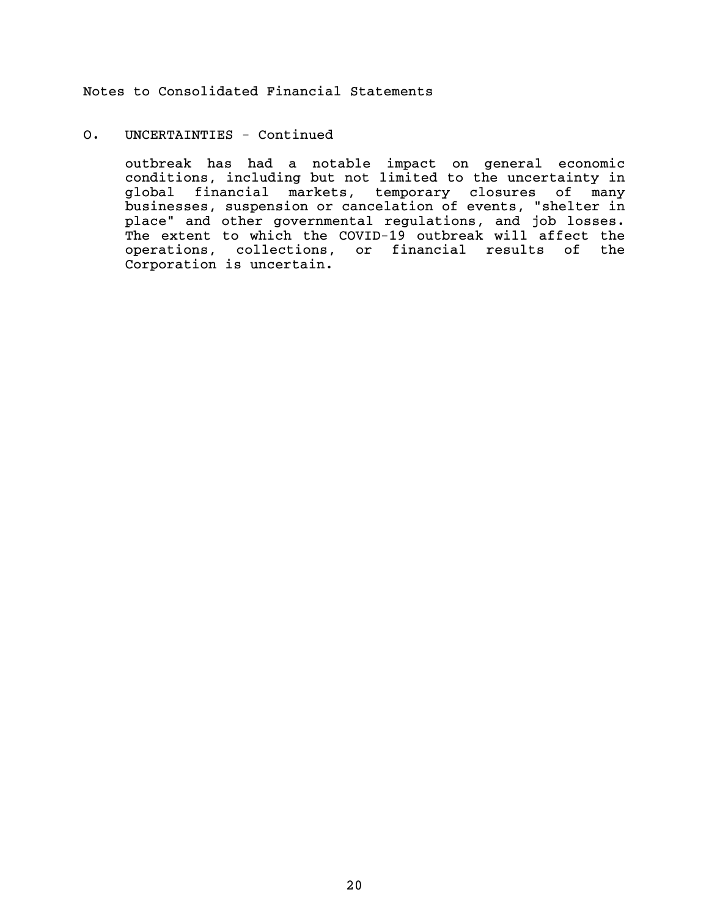Notes to Consolidated Financial Statements

## O. UNCERTAINTIES - Continued

outbreak has had a notable impact on general economic conditions, including but not limited to the uncertainty in global financial markets, temporary closures of many businesses, suspension or cancelation of events, "shelter in place" and other governmental regulations, and job losses. The extent to which the COVID-19 outbreak will affect the operations, collections, or financial results of the Corporation is uncertain.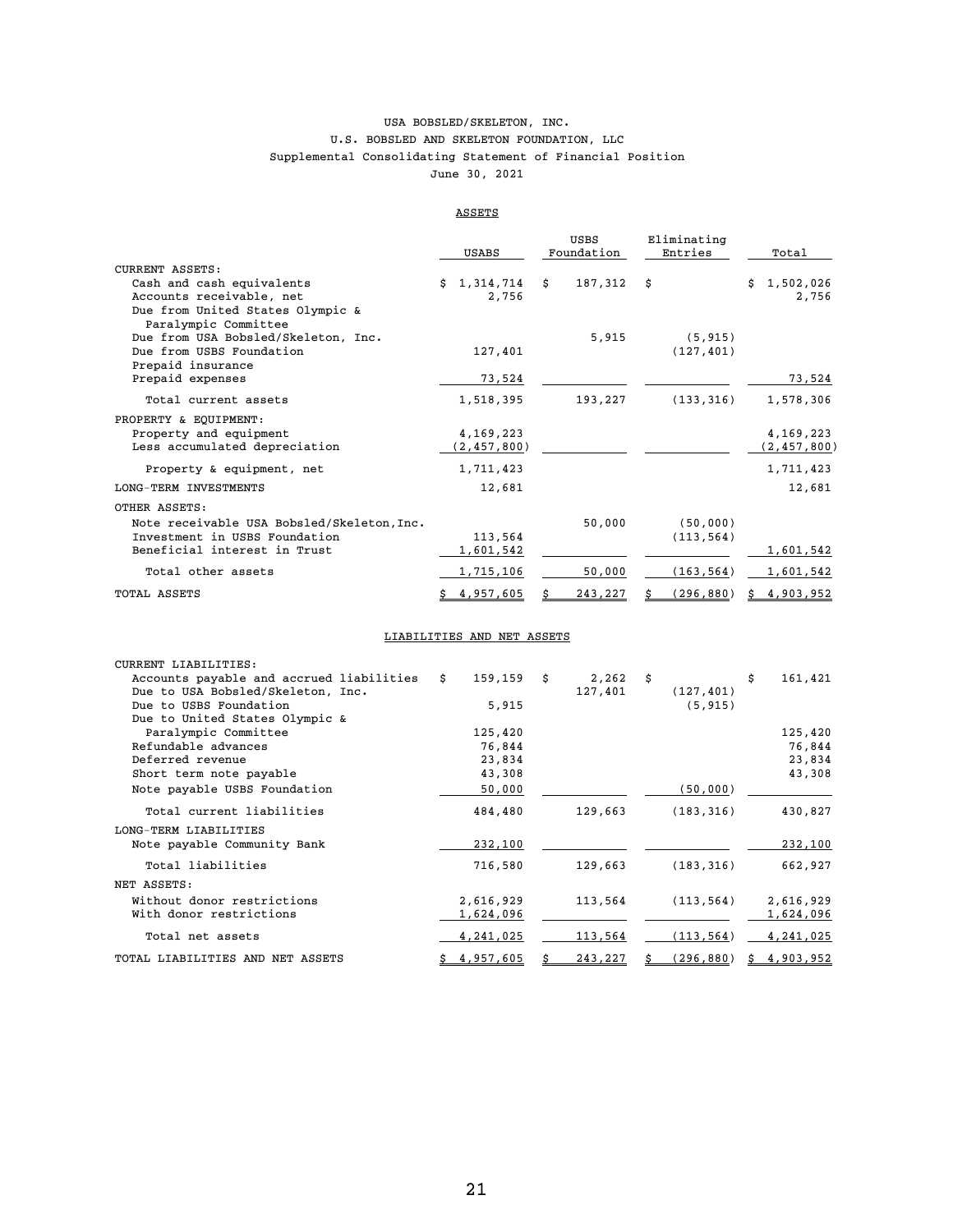USA BOBSLED/SKELETON, INC.
U.S. BOBSLED AND SKELETON FOUNDATION, LLC
Supplemental Consolidating Statement of Financial Position
June 30, 2021

## ASSETS

| | USABS | USBS Foundation | Eliminating Entries | Total |
|---|---|---|---|---|
| CURRENT ASSETS: | | | | |
| Cash and cash equivalents | $ 1,314,714 | $ 187,312 | $ | $ 1,502,026 |
| Accounts receivable, net | 2,756 | | | 2,756 |
| Due from United States Olympic & Paralympic Committee | | | | |
| Due from USA Bobsled/Skeleton, Inc. | | 5,915 | (5,915) | |
| Due from USBS Foundation | 127,401 | | (127,401) | |
| Prepaid insurance | | | | |
| Prepaid expenses | 73,524 | | | 73,524 |
| Total current assets | 1,518,395 | 193,227 | (133,316) | 1,578,306 |
| PROPERTY & EQUIPMENT: | | | | |
| Property and equipment | 4,169,223 | | | 4,169,223 |
| Less accumulated depreciation | (2,457,800) | | | (2,457,800) |
| Property & equipment, net | 1,711,423 | | | 1,711,423 |
| LONG-TERM INVESTMENTS | 12,681 | | | 12,681 |
| OTHER ASSETS: | | | | |
| Note receivable USA Bobsled/Skeleton, Inc. | | 50,000 | (50,000) | |
| Investment in USBS Foundation | 113,564 | | (113,564) | |
| Beneficial interest in Trust | 1,601,542 | | | 1,601,542 |
| Total other assets | 1,715,106 | 50,000 | (163,564) | 1,601,542 |
| TOTAL ASSETS | $ 4,957,605 | $ 243,227 | $ (296,880) | $ 4,903,952 |

## LIABILITIES AND NET ASSETS

| | USABS | USBS Foundation | Eliminating Entries | Total |
|---|---|---|---|---|
| CURRENT LIABILITIES: | | | | |
| Accounts payable and accrued liabilities | $ 159,159 | $ 2,262 | $ | $ 161,421 |
| Due to USA Bobsled/Skeleton, Inc. | | 127,401 | (127,401) | |
| Due to USBS Foundation | 5,915 | | (5,915) | |
| Due to United States Olympic & Paralympic Committee | 125,420 | | | 125,420 |
| Refundable advances | 76,844 | | | 76,844 |
| Deferred revenue | 23,834 | | | 23,834 |
| Short term note payable | 43,308 | | | 43,308 |
| Note payable USBS Foundation | 50,000 | | (50,000) | |
| Total current liabilities | 484,480 | 129,663 | (183,316) | 430,827 |
| LONG-TERM LIABILITIES | | | | |
| Note payable Community Bank | 232,100 | | | 232,100 |
| Total liabilities | 716,580 | 129,663 | (183,316) | 662,927 |
| NET ASSETS: | | | | |
| Without donor restrictions | 2,616,929 | 113,564 | (113,564) | 2,616,929 |
| With donor restrictions | 1,624,096 | | | 1,624,096 |
| Total net assets | 4,241,025 | 113,564 | (113,564) | 4,241,025 |
| TOTAL LIABILITIES AND NET ASSETS | $ 4,957,605 | $ 243,227 | $ (296,880) | $ 4,903,952 |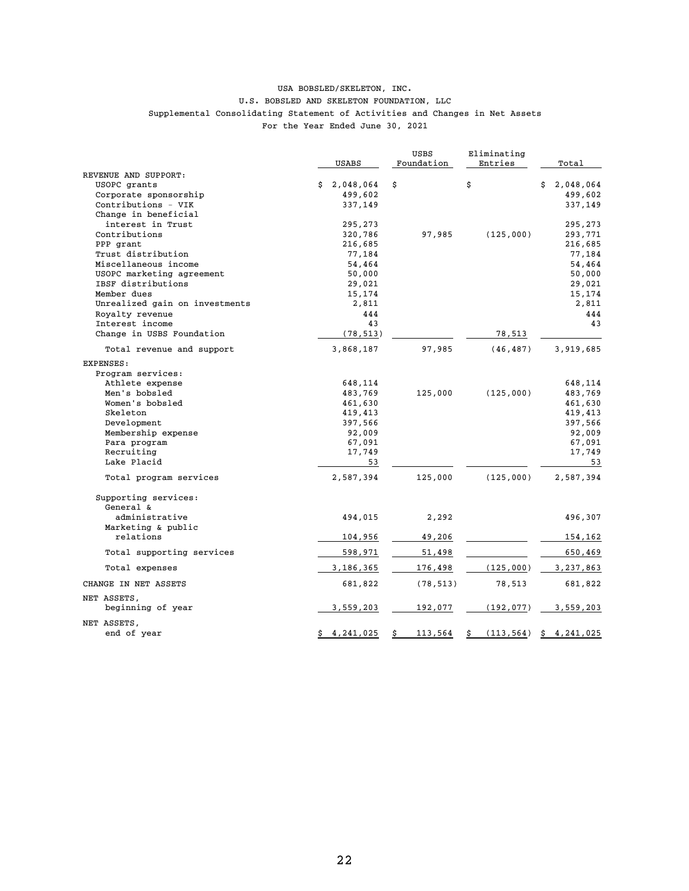USA BOBSLED/SKELETON, INC.

U.S. BOBSLED AND SKELETON FOUNDATION, LLC

Supplemental Consolidating Statement of Activities and Changes in Net Assets

For the Year Ended June 30, 2021

| | USABS | USBS Foundation | Eliminating Entries | Total |
|---|---|---|---|---|
| REVENUE AND SUPPORT: | | | | |
| USOPC grants | $ 2,048,064 | $ | $ | $ 2,048,064 |
| Corporate sponsorship | 499,602 | | | 499,602 |
| Contributions - VIK | 337,149 | | | 337,149 |
| Change in beneficial interest in Trust | 295,273 | | | 295,273 |
| Contributions | 320,786 | 97,985 | (125,000) | 293,771 |
| PPP grant | 216,685 | | | 216,685 |
| Trust distribution | 77,184 | | | 77,184 |
| Miscellaneous income | 54,464 | | | 54,464 |
| USOPC marketing agreement | 50,000 | | | 50,000 |
| IBSF distributions | 29,021 | | | 29,021 |
| Member dues | 15,174 | | | 15,174 |
| Unrealized gain on investments | 2,811 | | | 2,811 |
| Royalty revenue | 444 | | | 444 |
| Interest income | 43 | | | 43 |
| Change in USBS Foundation | (78,513) | | 78,513 | |
| Total revenue and support | 3,868,187 | 97,985 | (46,487) | 3,919,685 |
| EXPENSES: | | | | |
| Program services: | | | | |
| Athlete expense | 648,114 | | | 648,114 |
| Men's bobsled | 483,769 | 125,000 | (125,000) | 483,769 |
| Women's bobsled | 461,630 | | | 461,630 |
| Skeleton | 419,413 | | | 419,413 |
| Development | 397,566 | | | 397,566 |
| Membership expense | 92,009 | | | 92,009 |
| Para program | 67,091 | | | 67,091 |
| Recruiting | 17,749 | | | 17,749 |
| Lake Placid | 53 | | | 53 |
| Total program services | 2,587,394 | 125,000 | (125,000) | 2,587,394 |
| Supporting services: | | | | |
| General & administrative | 494,015 | 2,292 | | 496,307 |
| Marketing & public relations | 104,956 | 49,206 | | 154,162 |
| Total supporting services | 598,971 | 51,498 | | 650,469 |
| Total expenses | 3,186,365 | 176,498 | (125,000) | 3,237,863 |
| CHANGE IN NET ASSETS | 681,822 | (78,513) | 78,513 | 681,822 |
| NET ASSETS, beginning of year | 3,559,203 | 192,077 | (192,077) | 3,559,203 |
| NET ASSETS, end of year | $ 4,241,025 | $ 113,564 | $ (113,564) | $ 4,241,025 |